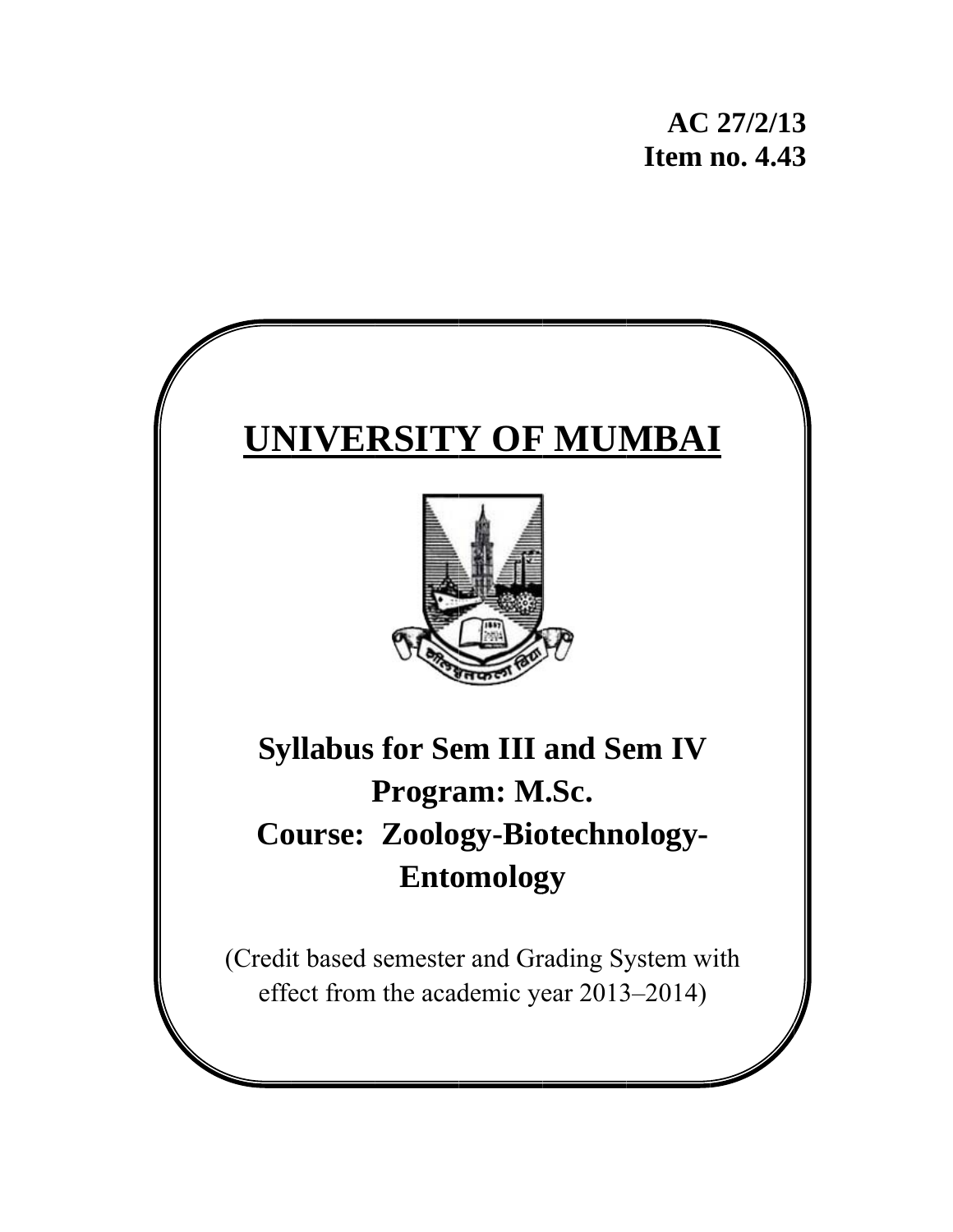**AC 27/2/13**
**Item no. 4.43**

# UNIVERSITY OF MUMBAI

## Syllabus for Sem III and Sem IV
## Program: M.Sc.
## Course: Zoology-Biotechnology-Entomology

(Credit based semester and Grading System with effect from the academic year 2013–2014)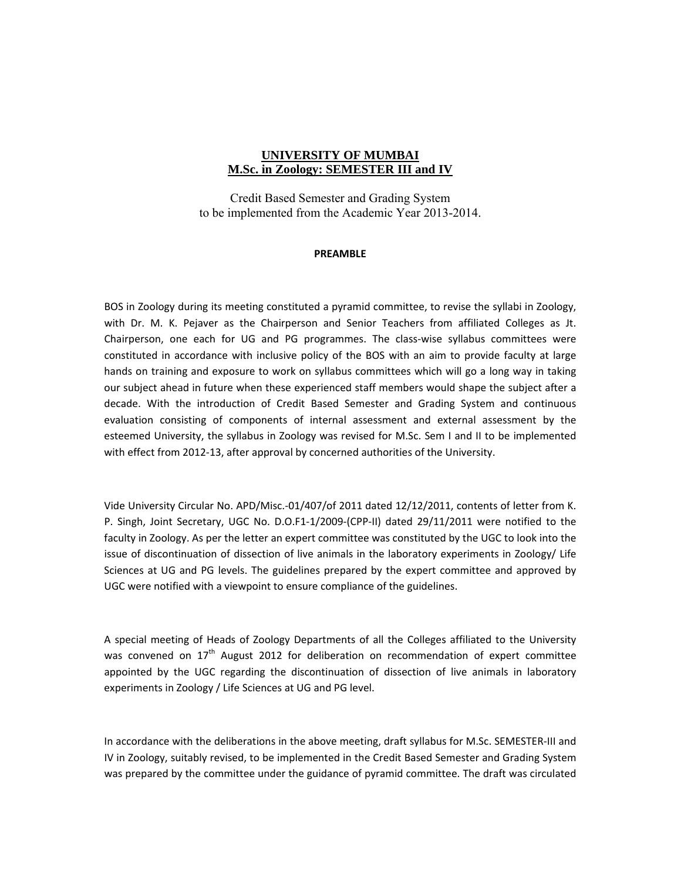# UNIVERSITY OF MUMBAI
## M.Sc. in Zoology: SEMESTER III and IV

Credit Based Semester and Grading System
to be implemented from the Academic Year 2013-2014.

**PREAMBLE**

BOS in Zoology during its meeting constituted a pyramid committee, to revise the syllabi in Zoology, with Dr. M. K. Pejaver as the Chairperson and Senior Teachers from affiliated Colleges as Jt. Chairperson, one each for UG and PG programmes. The class-wise syllabus committees were constituted in accordance with inclusive policy of the BOS with an aim to provide faculty at large hands on training and exposure to work on syllabus committees which will go a long way in taking our subject ahead in future when these experienced staff members would shape the subject after a decade. With the introduction of Credit Based Semester and Grading System and continuous evaluation consisting of components of internal assessment and external assessment by the esteemed University, the syllabus in Zoology was revised for M.Sc. Sem I and II to be implemented with effect from 2012-13, after approval by concerned authorities of the University.

Vide University Circular No. APD/Misc.-01/407/of 2011 dated 12/12/2011, contents of letter from K. P. Singh, Joint Secretary, UGC No. D.O.F1-1/2009-(CPP-II) dated 29/11/2011 were notified to the faculty in Zoology. As per the letter an expert committee was constituted by the UGC to look into the issue of discontinuation of dissection of live animals in the laboratory experiments in Zoology/ Life Sciences at UG and PG levels. The guidelines prepared by the expert committee and approved by UGC were notified with a viewpoint to ensure compliance of the guidelines.

A special meeting of Heads of Zoology Departments of all the Colleges affiliated to the University was convened on 17th August 2012 for deliberation on recommendation of expert committee appointed by the UGC regarding the discontinuation of dissection of live animals in laboratory experiments in Zoology / Life Sciences at UG and PG level.

In accordance with the deliberations in the above meeting, draft syllabus for M.Sc. SEMESTER-III and IV in Zoology, suitably revised, to be implemented in the Credit Based Semester and Grading System was prepared by the committee under the guidance of pyramid committee. The draft was circulated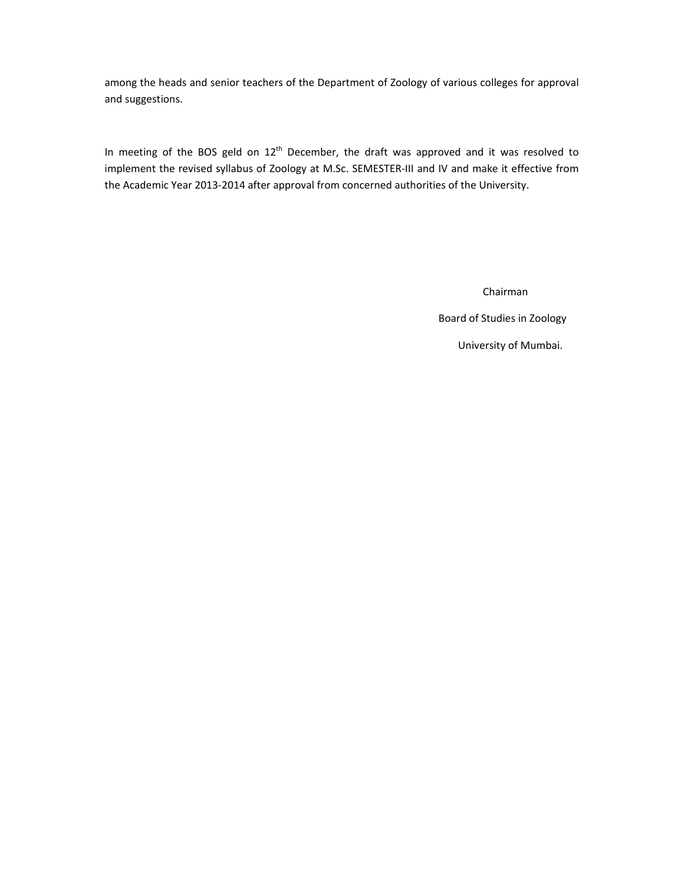among the heads and senior teachers of the Department of Zoology of various colleges for approval and suggestions.

In meeting of the BOS geld on 12th December, the draft was approved and it was resolved to implement the revised syllabus of Zoology at M.Sc. SEMESTER-III and IV and make it effective from the Academic Year 2013-2014 after approval from concerned authorities of the University.

Chairman

Board of Studies in Zoology

University of Mumbai.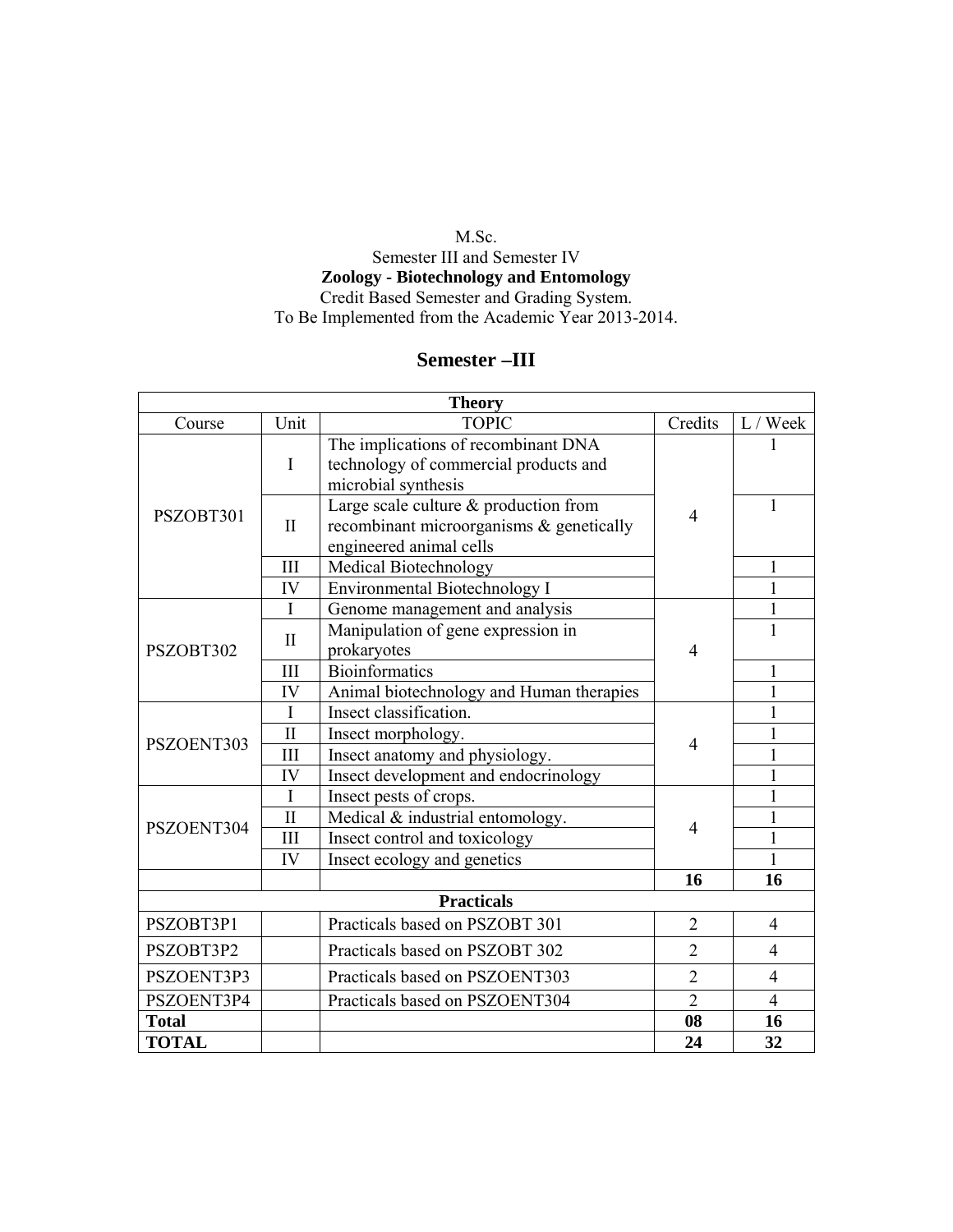M.Sc.
Semester III and Semester IV
**Zoology - Biotechnology and Entomology**
Credit Based Semester and Grading System.
To Be Implemented from the Academic Year 2013-2014.

## Semester –III

| **Theory** | | | | |
|---|---|---|---|---|
| Course | Unit | TOPIC | Credits | L / Week |
| PSZOBT301 | I | The implications of recombinant DNA technology of commercial products and microbial synthesis | 4 | 1 |
| | II | Large scale culture & production from recombinant microorganisms & genetically engineered animal cells | | 1 |
| | III | Medical Biotechnology | | 1 |
| | IV | Environmental Biotechnology I | | 1 |
| PSZOBT302 | I | Genome management and analysis | 4 | 1 |
| | II | Manipulation of gene expression in prokaryotes | | 1 |
| | III | Bioinformatics | | 1 |
| | IV | Animal biotechnology and Human therapies | | 1 |
| PSZOENT303 | I | Insect classification. | 4 | 1 |
| | II | Insect morphology. | | 1 |
| | III | Insect anatomy and physiology. | | 1 |
| | IV | Insect development and endocrinology | | 1 |
| PSZOENT304 | I | Insect pests of crops. | 4 | 1 |
| | II | Medical & industrial entomology. | | 1 |
| | III | Insect control and toxicology | | 1 |
| | IV | Insect ecology and genetics | | 1 |
| | | | **16** | **16** |
| **Practicals** | | | | |
| PSZOBT3P1 | | Practicals based on PSZOBT 301 | 2 | 4 |
| PSZOBT3P2 | | Practicals based on PSZOBT 302 | 2 | 4 |
| PSZOENT3P3 | | Practicals based on PSZOENT303 | 2 | 4 |
| PSZOENT3P4 | | Practicals based on PSZOENT304 | 2 | 4 |
| **Total** | | | **08** | **16** |
| **TOTAL** | | | **24** | **32** |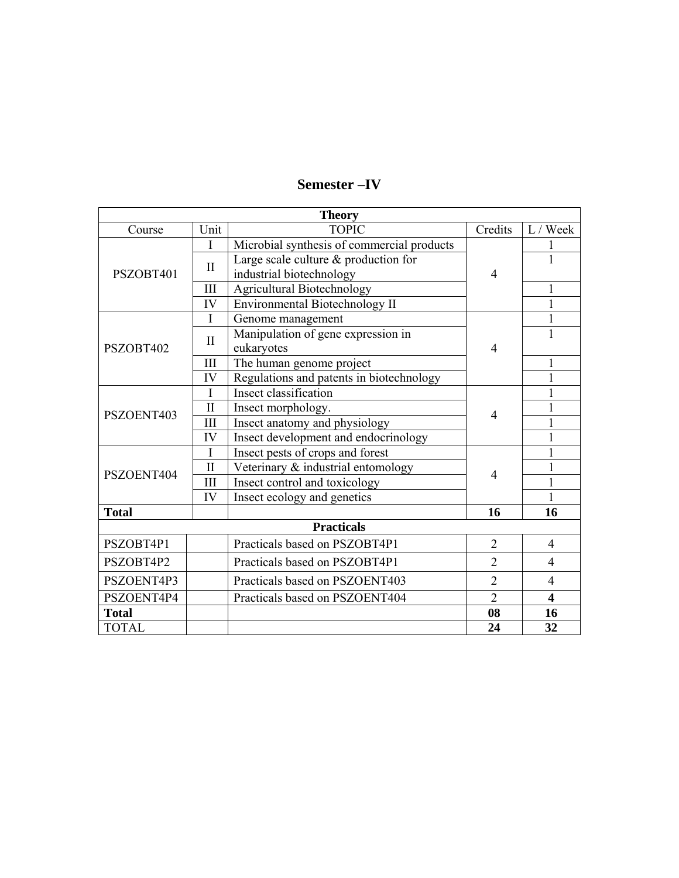# Semester –IV

| Theory | | | | |
|---|---|---|---|---|
| Course | Unit | TOPIC | Credits | L / Week |
| PSZOBT401 | I | Microbial synthesis of commercial products | 4 | 1 |
| | II | Large scale culture & production for industrial biotechnology | | 1 |
| | III | Agricultural Biotechnology | | 1 |
| | IV | Environmental Biotechnology II | | 1 |
| PSZOBT402 | I | Genome management | 4 | 1 |
| | II | Manipulation of gene expression in eukaryotes | | 1 |
| | III | The human genome project | | 1 |
| | IV | Regulations and patents in biotechnology | | 1 |
| PSZOENT403 | I | Insect classification | 4 | 1 |
| | II | Insect morphology. | | 1 |
| | III | Insect anatomy and physiology | | 1 |
| | IV | Insect development and endocrinology | | 1 |
| PSZOENT404 | I | Insect pests of crops and forest | 4 | 1 |
| | II | Veterinary & industrial entomology | | 1 |
| | III | Insect control and toxicology | | 1 |
| | IV | Insect ecology and genetics | | 1 |
| **Total** | | | **16** | **16** |
| **Practicals** | | | | |
| PSZOBT4P1 | | Practicals based on PSZOBT4P1 | 2 | 4 |
| PSZOBT4P2 | | Practicals based on PSZOBT4P1 | 2 | 4 |
| PSZOENT4P3 | | Practicals based on PSZOENT403 | 2 | 4 |
| PSZOENT4P4 | | Practicals based on PSZOENT404 | 2 | **4** |
| **Total** | | | **08** | **16** |
| TOTAL | | | **24** | **32** |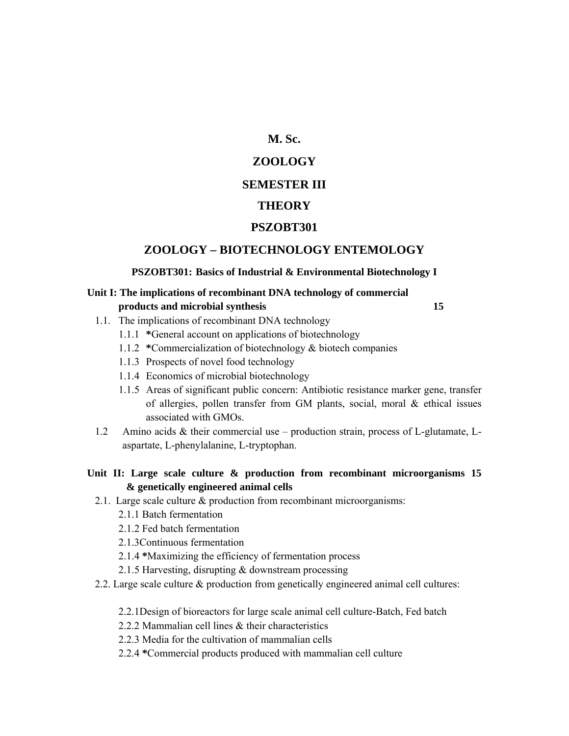# M. Sc.

# ZOOLOGY

# SEMESTER III

# THEORY

# PSZOBT301

# ZOOLOGY – BIOTECHNOLOGY ENTEMOLOGY

### PSZOBT301: Basics of Industrial & Environmental Biotechnology I

**Unit I: The implications of recombinant DNA technology of commercial products and microbial synthesis** **15**

1.1. The implications of recombinant DNA technology
   - 1.1.1 ***General account on applications of biotechnology
   - 1.1.2 ***Commercialization of biotechnology & biotech companies
   - 1.1.3 Prospects of novel food technology
   - 1.1.4 Economics of microbial biotechnology
   - 1.1.5 Areas of significant public concern: Antibiotic resistance marker gene, transfer of allergies, pollen transfer from GM plants, social, moral & ethical issues associated with GMOs.

1.2 Amino acids & their commercial use – production strain, process of L-glutamate, L-aspartate, L-phenylalanine, L-tryptophan.

**Unit II: Large scale culture & production from recombinant microorganisms & genetically engineered animal cells** **15**

2.1. Large scale culture & production from recombinant microorganisms:
   - 2.1.1 Batch fermentation
   - 2.1.2 Fed batch fermentation
   - 2.1.3Continuous fermentation
   - 2.1.4 ***Maximizing the efficiency of fermentation process
   - 2.1.5 Harvesting, disrupting & downstream processing

2.2. Large scale culture & production from genetically engineered animal cell cultures:
   - 2.2.1Design of bioreactors for large scale animal cell culture-Batch, Fed batch
   - 2.2.2 Mammalian cell lines & their characteristics
   - 2.2.3 Media for the cultivation of mammalian cells
   - 2.2.4 ***Commercial products produced with mammalian cell culture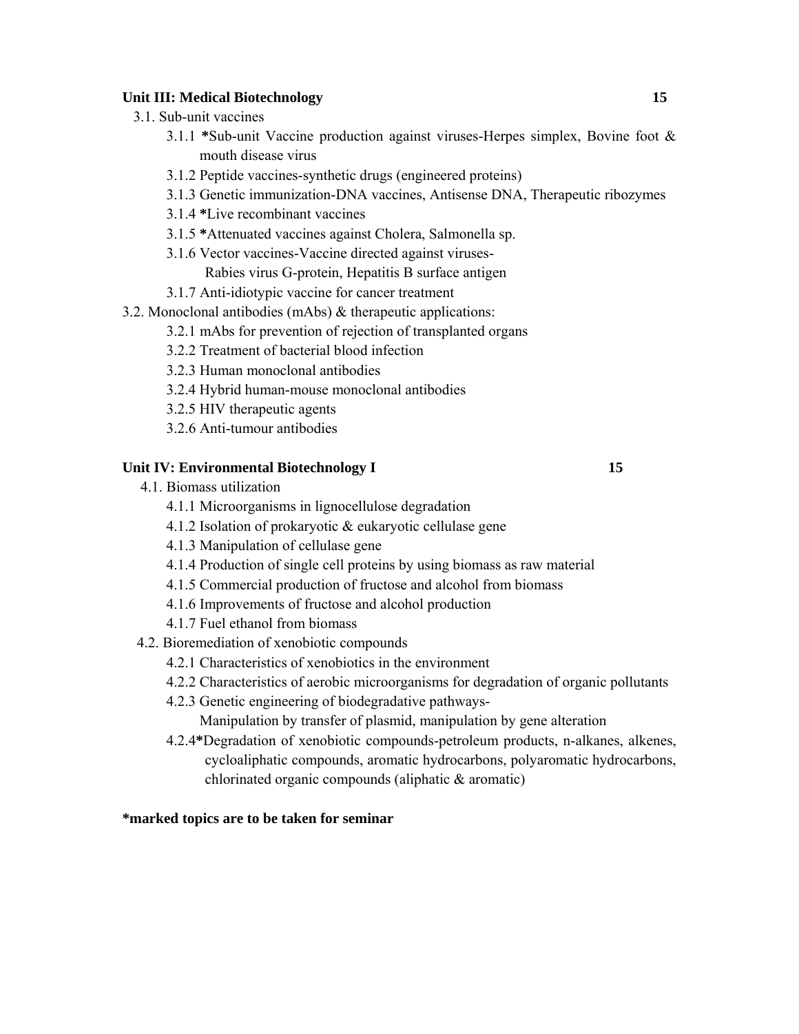**Unit III: Medical Biotechnology** **15**

3.1. Sub-unit vaccines

- 3.1.1 ***Sub-unit Vaccine production against viruses-Herpes simplex, Bovine foot & mouth disease virus
- 3.1.2 Peptide vaccines-synthetic drugs (engineered proteins)
- 3.1.3 Genetic immunization-DNA vaccines, Antisense DNA, Therapeutic ribozymes
- 3.1.4 ***Live recombinant vaccines
- 3.1.5 ***Attenuated vaccines against Cholera, Salmonella sp.
- 3.1.6 Vector vaccines-Vaccine directed against viruses-
  Rabies virus G-protein, Hepatitis B surface antigen
- 3.1.7 Anti-idiotypic vaccine for cancer treatment

3.2. Monoclonal antibodies (mAbs) & therapeutic applications:

- 3.2.1 mAbs for prevention of rejection of transplanted organs
- 3.2.2 Treatment of bacterial blood infection
- 3.2.3 Human monoclonal antibodies
- 3.2.4 Hybrid human-mouse monoclonal antibodies
- 3.2.5 HIV therapeutic agents
- 3.2.6 Anti-tumour antibodies

**Unit IV: Environmental Biotechnology I** **15**

4.1. Biomass utilization

- 4.1.1 Microorganisms in lignocellulose degradation
- 4.1.2 Isolation of prokaryotic & eukaryotic cellulase gene
- 4.1.3 Manipulation of cellulase gene
- 4.1.4 Production of single cell proteins by using biomass as raw material
- 4.1.5 Commercial production of fructose and alcohol from biomass
- 4.1.6 Improvements of fructose and alcohol production
- 4.1.7 Fuel ethanol from biomass

4.2. Bioremediation of xenobiotic compounds

- 4.2.1 Characteristics of xenobiotics in the environment
- 4.2.2 Characteristics of aerobic microorganisms for degradation of organic pollutants
- 4.2.3 Genetic engineering of biodegradative pathways-
  Manipulation by transfer of plasmid, manipulation by gene alteration
- 4.2.4***Degradation of xenobiotic compounds-petroleum products, n-alkanes, alkenes, cycloaliphatic compounds, aromatic hydrocarbons, polyaromatic hydrocarbons, chlorinated organic compounds (aliphatic & aromatic)

***marked topics are to be taken for seminar**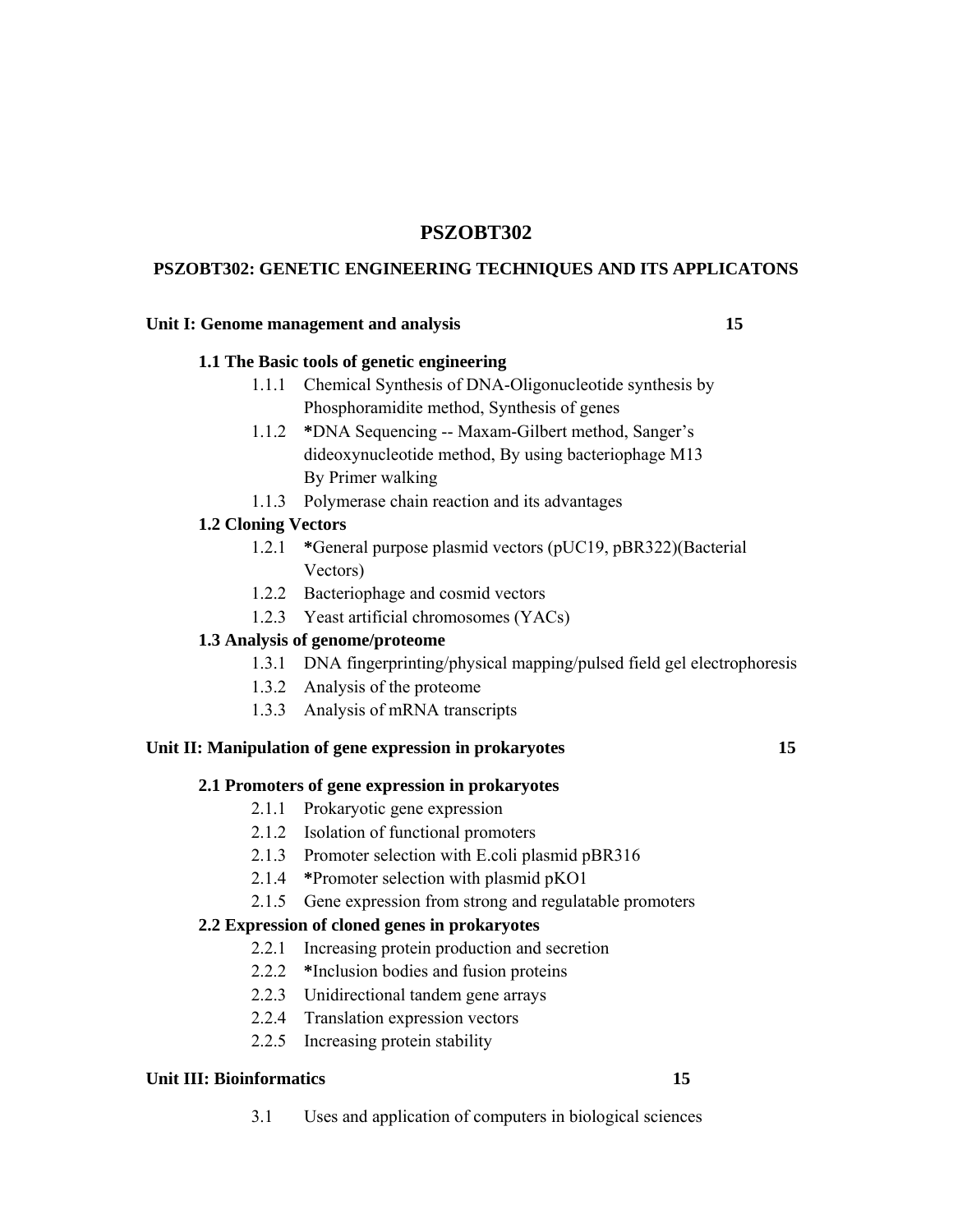# PSZOBT302

## PSZOBT302: GENETIC ENGINEERING TECHNIQUES AND ITS APPLICATONS

### Unit I: Genome management and analysis — 15

**1.1 The Basic tools of genetic engineering**

- 1.1.1 Chemical Synthesis of DNA-Oligonucleotide synthesis by Phosphoramidite method, Synthesis of genes
- 1.1.2 ***DNA Sequencing** -- Maxam-Gilbert method, Sanger's dideoxynucleotide method, By using bacteriophage M13 By Primer walking
- 1.1.3 Polymerase chain reaction and its advantages

**1.2 Cloning Vectors**

- 1.2.1 ***General purpose plasmid vectors** (pUC19, pBR322)(Bacterial Vectors)
- 1.2.2 Bacteriophage and cosmid vectors
- 1.2.3 Yeast artificial chromosomes (YACs)

**1.3 Analysis of genome/proteome**

- 1.3.1 DNA fingerprinting/physical mapping/pulsed field gel electrophoresis
- 1.3.2 Analysis of the proteome
- 1.3.3 Analysis of mRNA transcripts

### Unit II: Manipulation of gene expression in prokaryotes — 15

**2.1 Promoters of gene expression in prokaryotes**

- 2.1.1 Prokaryotic gene expression
- 2.1.2 Isolation of functional promoters
- 2.1.3 Promoter selection with E.coli plasmid pBR316
- 2.1.4 ***Promoter selection with plasmid pKO1**
- 2.1.5 Gene expression from strong and regulatable promoters

**2.2 Expression of cloned genes in prokaryotes**

- 2.2.1 Increasing protein production and secretion
- 2.2.2 ***Inclusion bodies and fusion proteins**
- 2.2.3 Unidirectional tandem gene arrays
- 2.2.4 Translation expression vectors
- 2.2.5 Increasing protein stability

### Unit III: Bioinformatics — 15

- 3.1 Uses and application of computers in biological sciences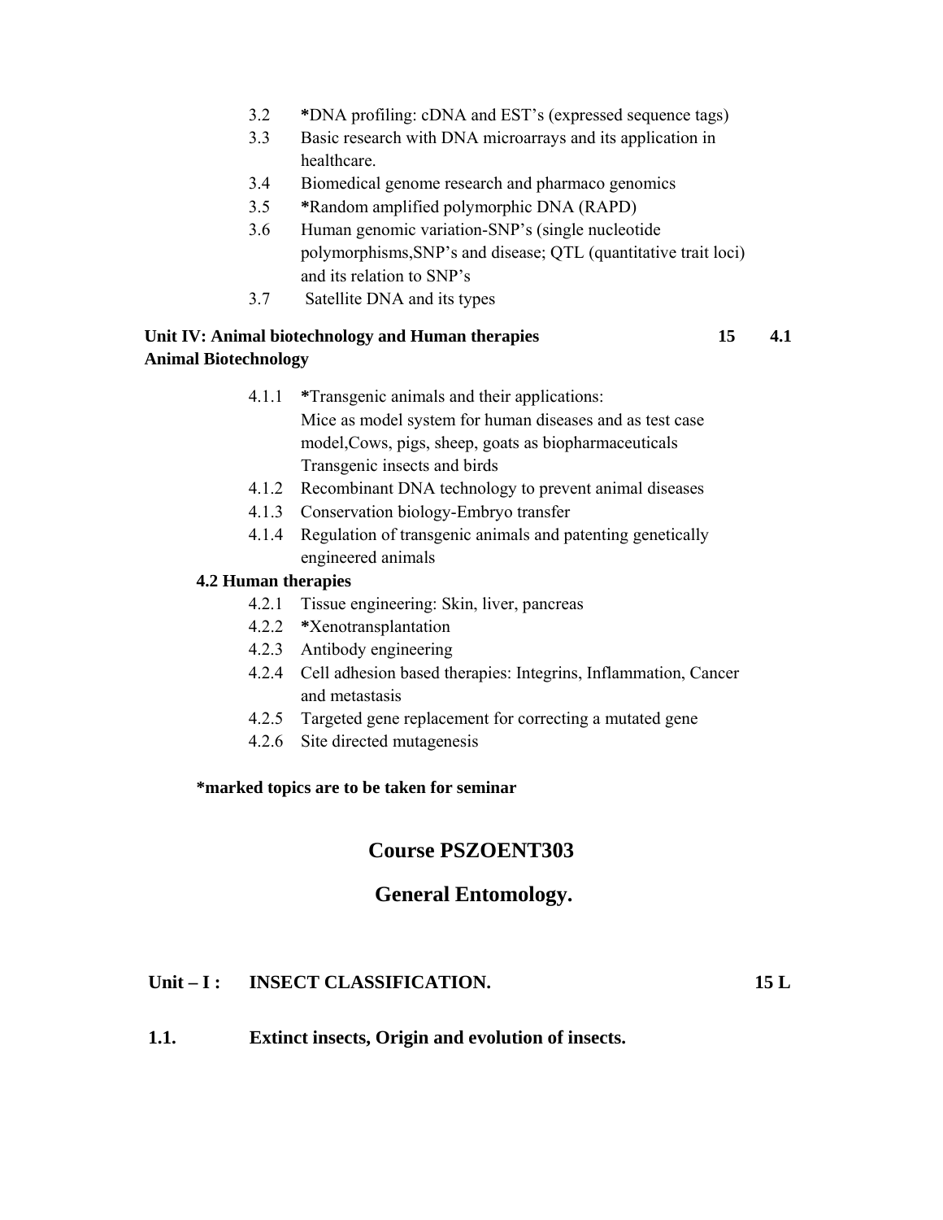3.2 **\***DNA profiling: cDNA and EST's (expressed sequence tags)

3.3 Basic research with DNA microarrays and its application in healthcare.

3.4 Biomedical genome research and pharmaco genomics

3.5 **\***Random amplified polymorphic DNA (RAPD)

3.6 Human genomic variation-SNP's (single nucleotide polymorphisms,SNP's and disease; QTL (quantitative trait loci) and its relation to SNP's

3.7 Satellite DNA and its types

**Unit IV: Animal biotechnology and Human therapies 15 4.1 Animal Biotechnology**

4.1.1 **\***Transgenic animals and their applications:
Mice as model system for human diseases and as test case model,Cows, pigs, sheep, goats as biopharmaceuticals
Transgenic insects and birds

4.1.2 Recombinant DNA technology to prevent animal diseases

4.1.3 Conservation biology-Embryo transfer

4.1.4 Regulation of transgenic animals and patenting genetically engineered animals

**4.2 Human therapies**

4.2.1 Tissue engineering: Skin, liver, pancreas

4.2.2 **\***Xenotransplantation

4.2.3 Antibody engineering

4.2.4 Cell adhesion based therapies: Integrins, Inflammation, Cancer and metastasis

4.2.5 Targeted gene replacement for correcting a mutated gene

4.2.6 Site directed mutagenesis

**\*marked topics are to be taken for seminar**

## Course PSZOENT303

## General Entomology.

**Unit – I : INSECT CLASSIFICATION. 15 L**

**1.1. Extinct insects, Origin and evolution of insects.**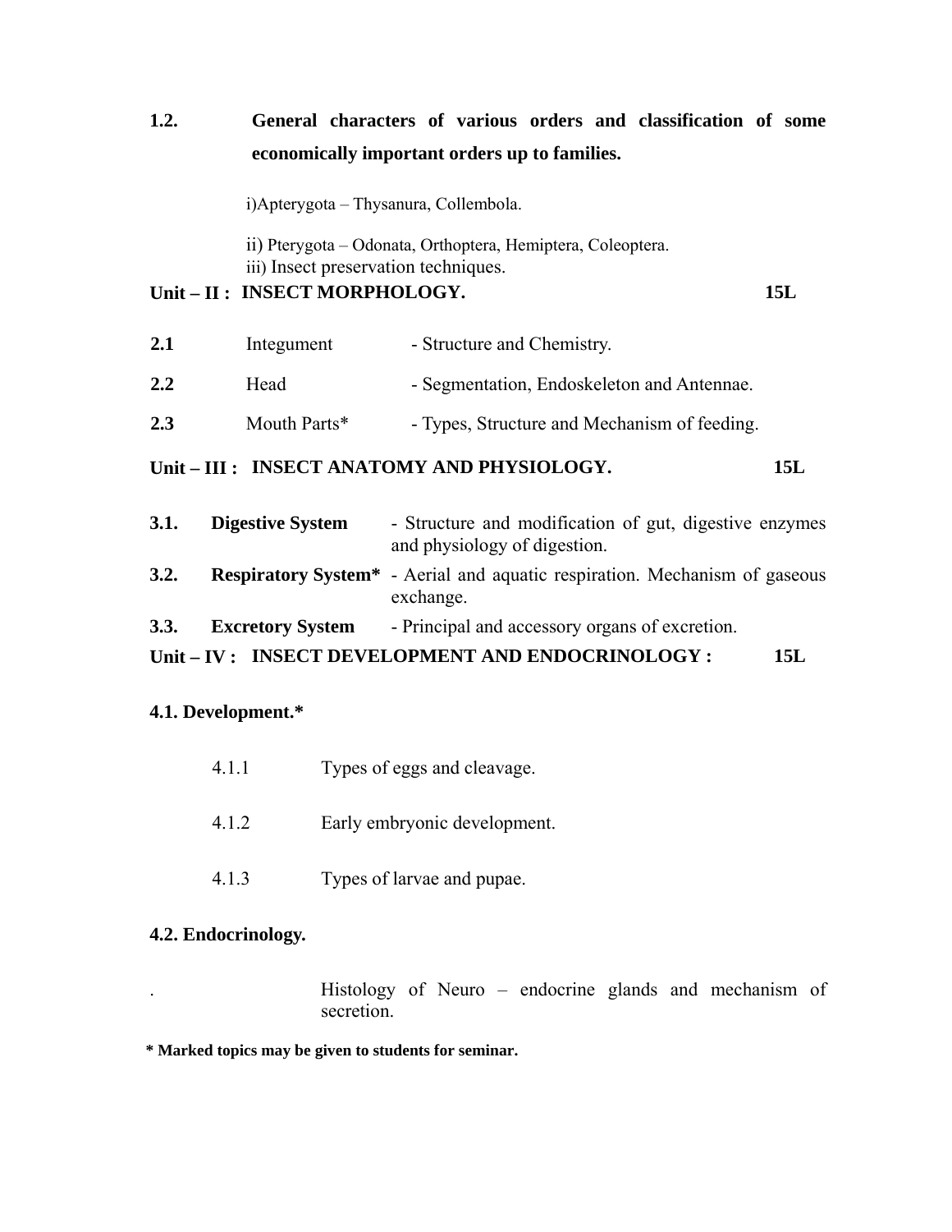**1.2. General characters of various orders and classification of some economically important orders up to families.**

i)Apterygota – Thysanura, Collembola.

ii) Pterygota – Odonata, Orthoptera, Hemiptera, Coleoptera.
iii) Insect preservation techniques.

## Unit – II : INSECT MORPHOLOGY. 15L

| | | |
|---|---|---|
| **2.1** | Integument | - Structure and Chemistry. |
| **2.2** | Head | - Segmentation, Endoskeleton and Antennae. |
| **2.3** | Mouth Parts* | - Types, Structure and Mechanism of feeding. |

## Unit – III : INSECT ANATOMY AND PHYSIOLOGY. 15L

| | | |
|---|---|---|
| **3.1.** | **Digestive System** | - Structure and modification of gut, digestive enzymes and physiology of digestion. |
| **3.2.** | **Respiratory System*** | - Aerial and aquatic respiration. Mechanism of gaseous exchange. |
| **3.3.** | **Excretory System** | - Principal and accessory organs of excretion. |

## Unit – IV : INSECT DEVELOPMENT AND ENDOCRINOLOGY : 15L

**4.1. Development.***

4.1.1 Types of eggs and cleavage.

4.1.2 Early embryonic development.

4.1.3 Types of larvae and pupae.

**4.2. Endocrinology.**

. Histology of Neuro – endocrine glands and mechanism of secretion.

**\* Marked topics may be given to students for seminar.**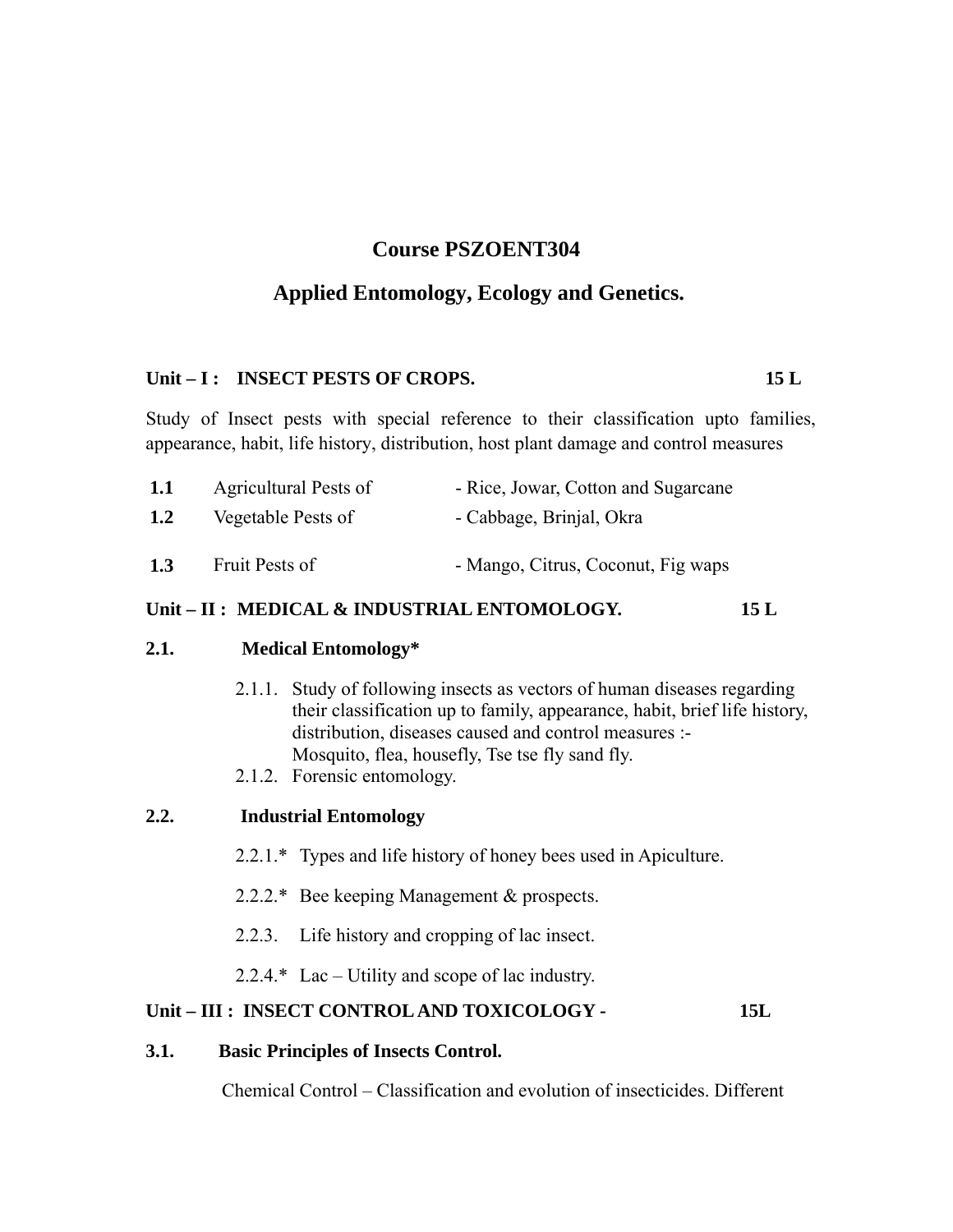## Course PSZOENT304

## Applied Entomology, Ecology and Genetics.

**Unit – I : INSECT PESTS OF CROPS. 15 L**

Study of Insect pests with special reference to their classification upto families, appearance, habit, life history, distribution, host plant damage and control measures

| | | |
|---|---|---|
| **1.1** | Agricultural Pests of | - Rice, Jowar, Cotton and Sugarcane |
| **1.2** | Vegetable Pests of | - Cabbage, Brinjal, Okra |
| **1.3** | Fruit Pests of | - Mango, Citrus, Coconut, Fig waps |

**Unit – II : MEDICAL & INDUSTRIAL ENTOMOLOGY. 15 L**

**2.1. Medical Entomology***

2.1.1. Study of following insects as vectors of human diseases regarding their classification up to family, appearance, habit, brief life history, distribution, diseases caused and control measures :- Mosquito, flea, housefly, Tse tse fly sand fly.

2.1.2. Forensic entomology.

**2.2. Industrial Entomology**

2.2.1.* Types and life history of honey bees used in Apiculture.

2.2.2.* Bee keeping Management & prospects.

2.2.3. Life history and cropping of lac insect.

2.2.4.* Lac – Utility and scope of lac industry.

**Unit – III : INSECT CONTROL AND TOXICOLOGY - 15L**

**3.1. Basic Principles of Insects Control.**

Chemical Control – Classification and evolution of insecticides. Different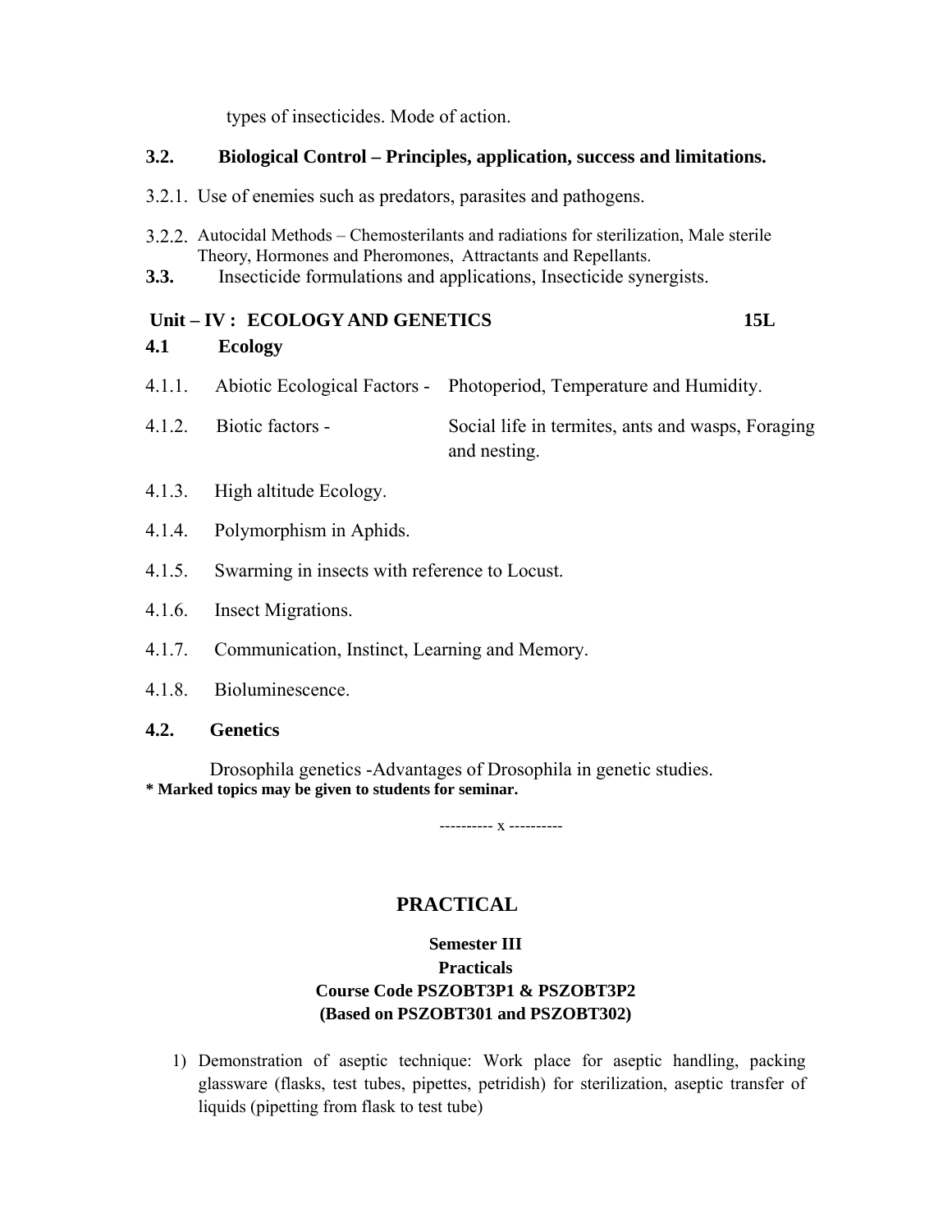types of insecticides. Mode of action.

**3.2. Biological Control – Principles, application, success and limitations.**

3.2.1. Use of enemies such as predators, parasites and pathogens.

3.2.2. Autocidal Methods – Chemosterilants and radiations for sterilization, Male sterile Theory, Hormones and Pheromones, Attractants and Repellants.

**3.3.** Insecticide formulations and applications, Insecticide synergists.

## Unit – IV : ECOLOGY AND GENETICS 15L

**4.1 Ecology**

4.1.1. Abiotic Ecological Factors - Photoperiod, Temperature and Humidity.

4.1.2. Biotic factors - Social life in termites, ants and wasps, Foraging and nesting.

4.1.3. High altitude Ecology.

4.1.4. Polymorphism in Aphids.

4.1.5. Swarming in insects with reference to Locust.

4.1.6. Insect Migrations.

4.1.7. Communication, Instinct, Learning and Memory.

4.1.8. Bioluminescence.

**4.2. Genetics**

Drosophila genetics -Advantages of Drosophila in genetic studies.

**\* Marked topics may be given to students for seminar.**

---------- x ----------

# PRACTICAL

**Semester III**
**Practicals**
**Course Code PSZOBT3P1 & PSZOBT3P2**
**(Based on PSZOBT301 and PSZOBT302)**

1) Demonstration of aseptic technique: Work place for aseptic handling, packing glassware (flasks, test tubes, pipettes, petridish) for sterilization, aseptic transfer of liquids (pipetting from flask to test tube)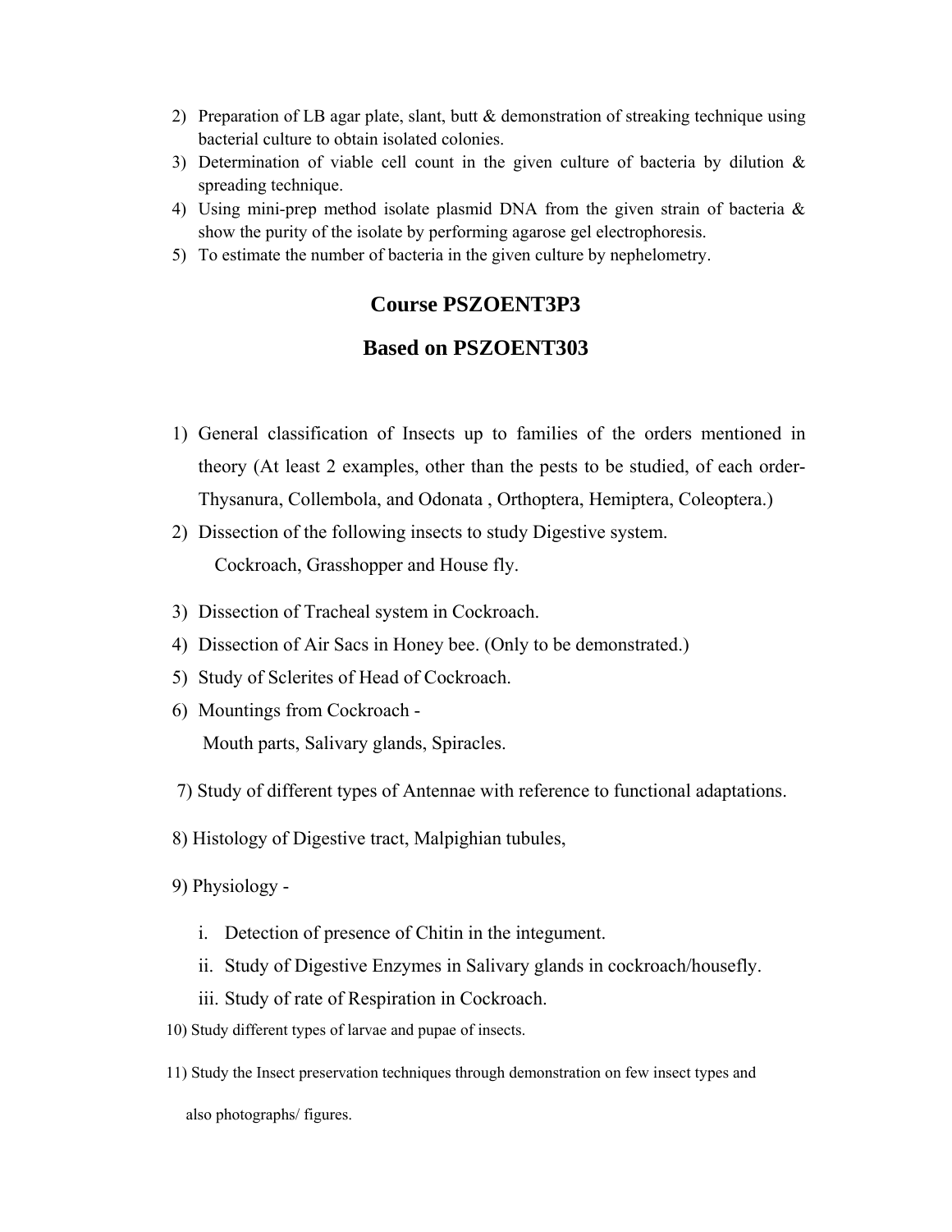2) Preparation of LB agar plate, slant, butt & demonstration of streaking technique using bacterial culture to obtain isolated colonies.
3) Determination of viable cell count in the given culture of bacteria by dilution & spreading technique.
4) Using mini-prep method isolate plasmid DNA from the given strain of bacteria & show the purity of the isolate by performing agarose gel electrophoresis.
5) To estimate the number of bacteria in the given culture by nephelometry.

## Course PSZOENT3P3

## Based on PSZOENT303

1) General classification of Insects up to families of the orders mentioned in theory (At least 2 examples, other than the pests to be studied, of each order- Thysanura, Collembola, and Odonata , Orthoptera, Hemiptera, Coleoptera.)
2) Dissection of the following insects to study Digestive system.
   Cockroach, Grasshopper and House fly.
3) Dissection of Tracheal system in Cockroach.
4) Dissection of Air Sacs in Honey bee. (Only to be demonstrated.)
5) Study of Sclerites of Head of Cockroach.
6) Mountings from Cockroach -
   Mouth parts, Salivary glands, Spiracles.
7) Study of different types of Antennae with reference to functional adaptations.
8) Histology of Digestive tract, Malpighian tubules,
9) Physiology -
   i. Detection of presence of Chitin in the integument.
   ii. Study of Digestive Enzymes in Salivary glands in cockroach/housefly.
   iii. Study of rate of Respiration in Cockroach.
10) Study different types of larvae and pupae of insects.
11) Study the Insect preservation techniques through demonstration on few insect types and also photographs/ figures.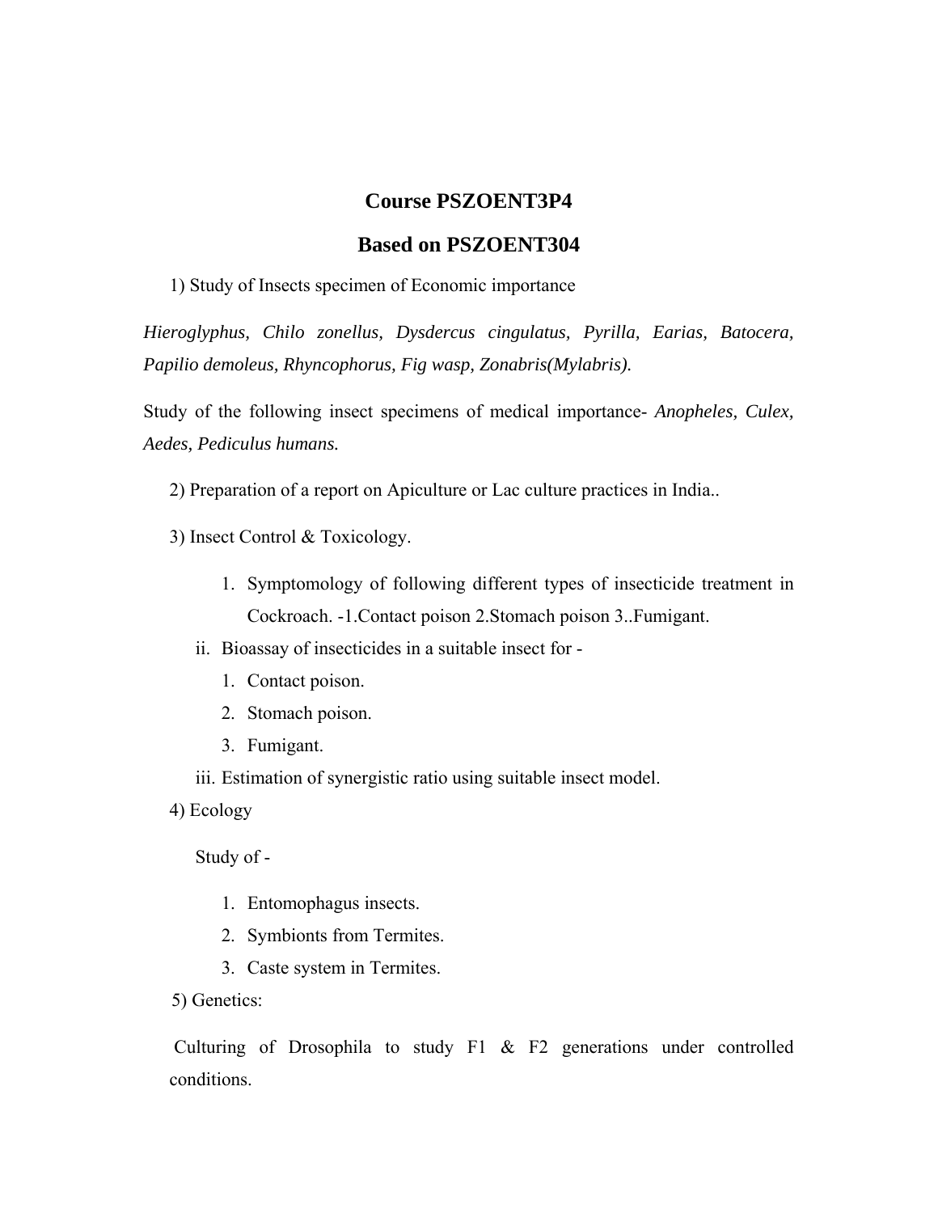## Course PSZOENT3P4

## Based on PSZOENT304

1) Study of Insects specimen of Economic importance

*Hieroglyphus, Chilo zonellus, Dysdercus cingulatus, Pyrilla, Earias, Batocera, Papilio demoleus, Rhyncophorus, Fig wasp, Zonabris(Mylabris).*

Study of the following insect specimens of medical importance- *Anopheles, Culex, Aedes, Pediculus humans.*

2) Preparation of a report on Apiculture or Lac culture practices in India..

3) Insect Control & Toxicology.

1. Symptomology of following different types of insecticide treatment in Cockroach. -1.Contact poison 2.Stomach poison 3..Fumigant.

ii. Bioassay of insecticides in a suitable insect for -
   1. Contact poison.
   2. Stomach poison.
   3. Fumigant.

iii. Estimation of synergistic ratio using suitable insect model.

4) Ecology

Study of -

1. Entomophagus insects.
2. Symbionts from Termites.
3. Caste system in Termites.

5) Genetics:

Culturing of Drosophila to study F1 & F2 generations under controlled conditions.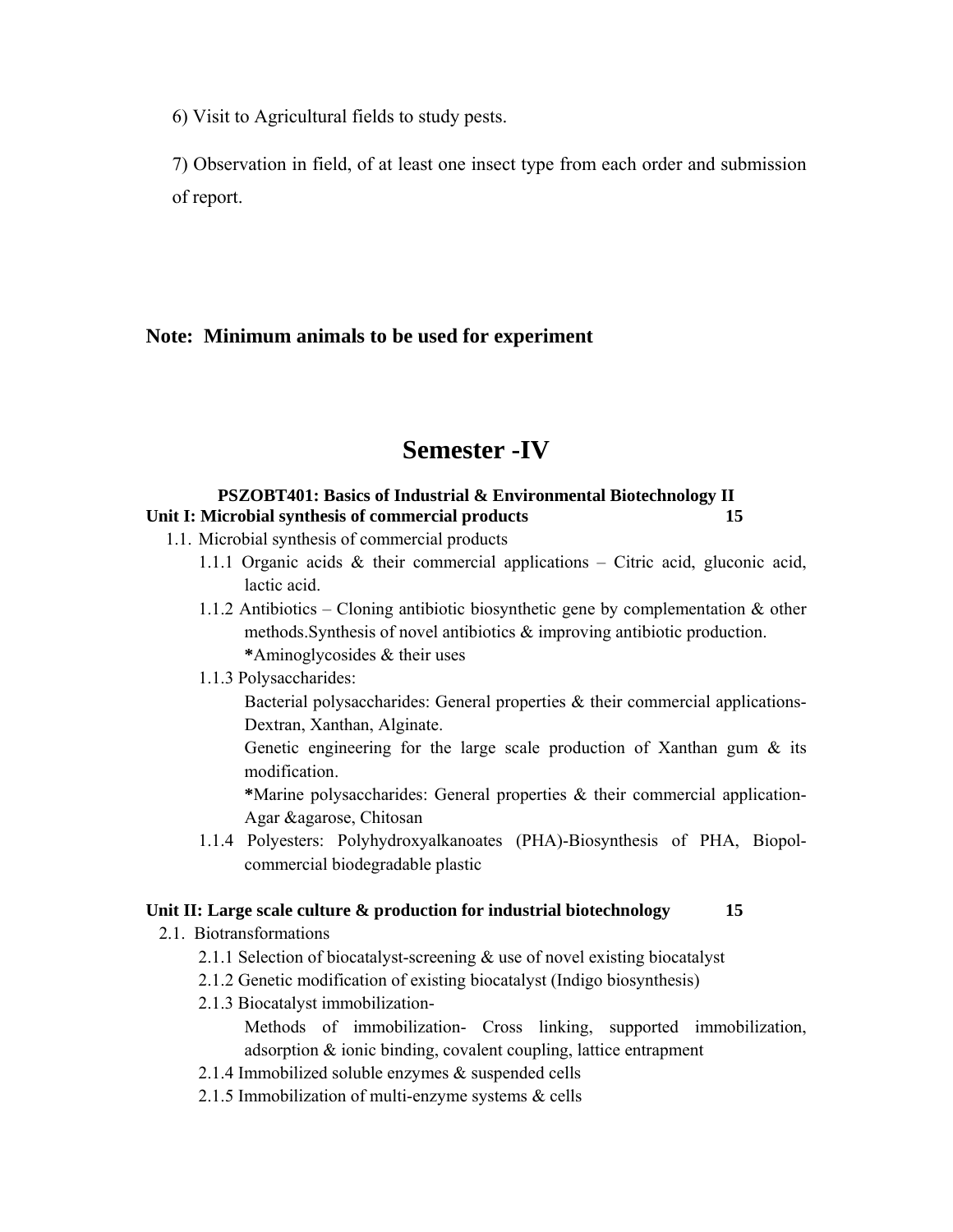6) Visit to Agricultural fields to study pests.

7) Observation in field, of at least one insect type from each order and submission of report.

**Note: Minimum animals to be used for experiment**

# Semester -IV

**PSZOBT401: Basics of Industrial & Environmental Biotechnology II**

**Unit I: Microbial synthesis of commercial products 15**

1.1. Microbial synthesis of commercial products

- 1.1.1 Organic acids & their commercial applications – Citric acid, gluconic acid, lactic acid.
- 1.1.2 Antibiotics – Cloning antibiotic biosynthetic gene by complementation & other methods.Synthesis of novel antibiotics & improving antibiotic production.
  **\***Aminoglycosides & their uses
- 1.1.3 Polysaccharides:
  Bacterial polysaccharides: General properties & their commercial applications- Dextran, Xanthan, Alginate.
  Genetic engineering for the large scale production of Xanthan gum & its modification.
  **\***Marine polysaccharides: General properties & their commercial application- Agar &agarose, Chitosan
- 1.1.4 Polyesters: Polyhydroxyalkanoates (PHA)-Biosynthesis of PHA, Biopol- commercial biodegradable plastic

**Unit II: Large scale culture & production for industrial biotechnology 15**

2.1. Biotransformations

- 2.1.1 Selection of biocatalyst-screening & use of novel existing biocatalyst
- 2.1.2 Genetic modification of existing biocatalyst (Indigo biosynthesis)
- 2.1.3 Biocatalyst immobilization-
  Methods of immobilization- Cross linking, supported immobilization, adsorption & ionic binding, covalent coupling, lattice entrapment
- 2.1.4 Immobilized soluble enzymes & suspended cells
- 2.1.5 Immobilization of multi-enzyme systems & cells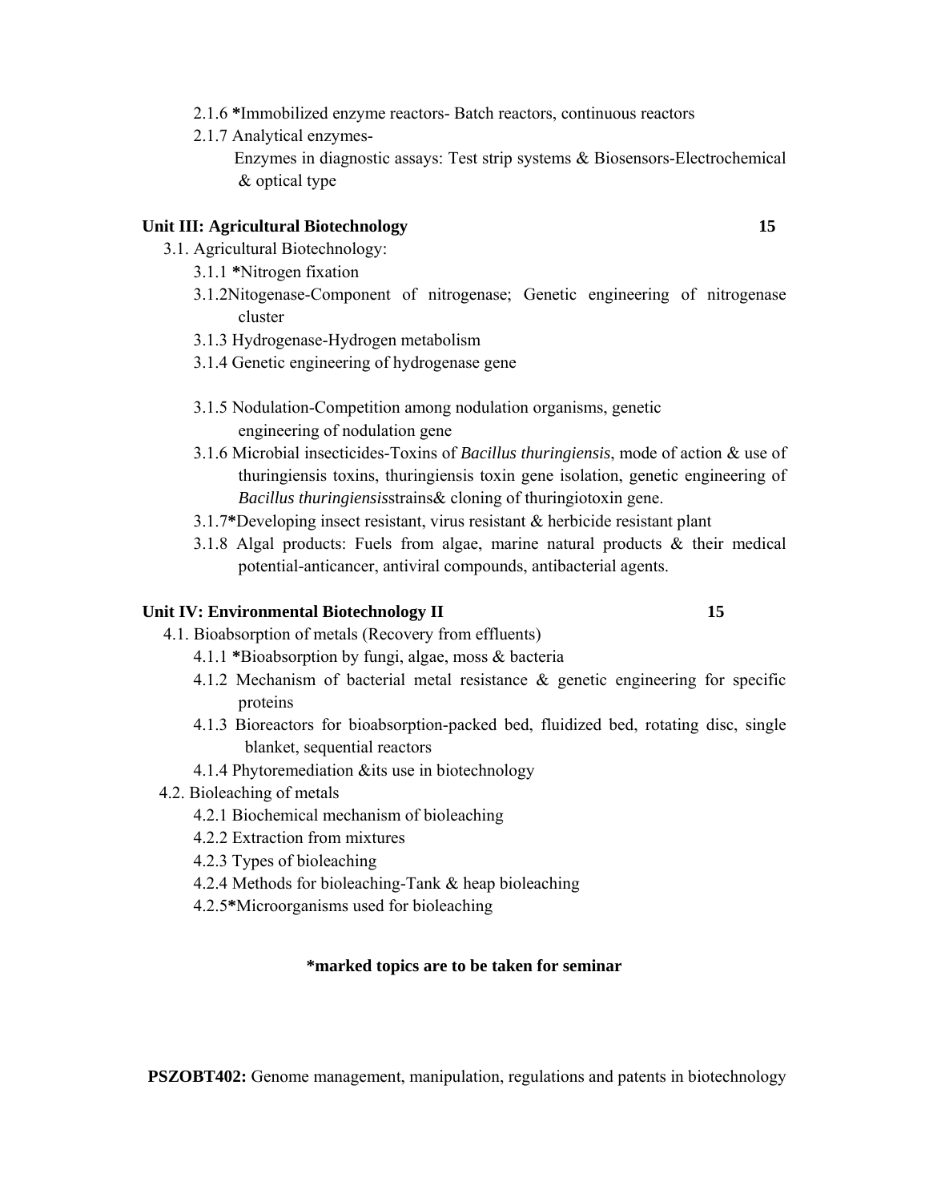- 2.1.6 ***Immobilized enzyme reactors- Batch reactors, continuous reactors
- 2.1.7 Analytical enzymes-
  Enzymes in diagnostic assays: Test strip systems & Biosensors-Electrochemical & optical type

**Unit III: Agricultural Biotechnology** **15**

- 3.1. Agricultural Biotechnology:
  - 3.1.1 ***Nitrogen fixation
  - 3.1.2Nitogenase-Component of nitrogenase; Genetic engineering of nitrogenase cluster
  - 3.1.3 Hydrogenase-Hydrogen metabolism
  - 3.1.4 Genetic engineering of hydrogenase gene
  - 3.1.5 Nodulation-Competition among nodulation organisms, genetic engineering of nodulation gene
  - 3.1.6 Microbial insecticides-Toxins of *Bacillus thuringiensis*, mode of action & use of thuringiensis toxins, thuringiensis toxin gene isolation, genetic engineering of *Bacillus thuringiensis*strains& cloning of thuringiotoxin gene.
  - 3.1.7***Developing insect resistant, virus resistant & herbicide resistant plant
  - 3.1.8 Algal products: Fuels from algae, marine natural products & their medical potential-anticancer, antiviral compounds, antibacterial agents.

**Unit IV: Environmental Biotechnology II** **15**

- 4.1. Bioabsorption of metals (Recovery from effluents)
  - 4.1.1 ***Bioabsorption by fungi, algae, moss & bacteria
  - 4.1.2 Mechanism of bacterial metal resistance & genetic engineering for specific proteins
  - 4.1.3 Bioreactors for bioabsorption-packed bed, fluidized bed, rotating disc, single blanket, sequential reactors
  - 4.1.4 Phytoremediation &its use in biotechnology
- 4.2. Bioleaching of metals
  - 4.2.1 Biochemical mechanism of bioleaching
  - 4.2.2 Extraction from mixtures
  - 4.2.3 Types of bioleaching
  - 4.2.4 Methods for bioleaching-Tank & heap bioleaching
  - 4.2.5***Microorganisms used for bioleaching

**\*marked topics are to be taken for seminar**

**PSZOBT402:** Genome management, manipulation, regulations and patents in biotechnology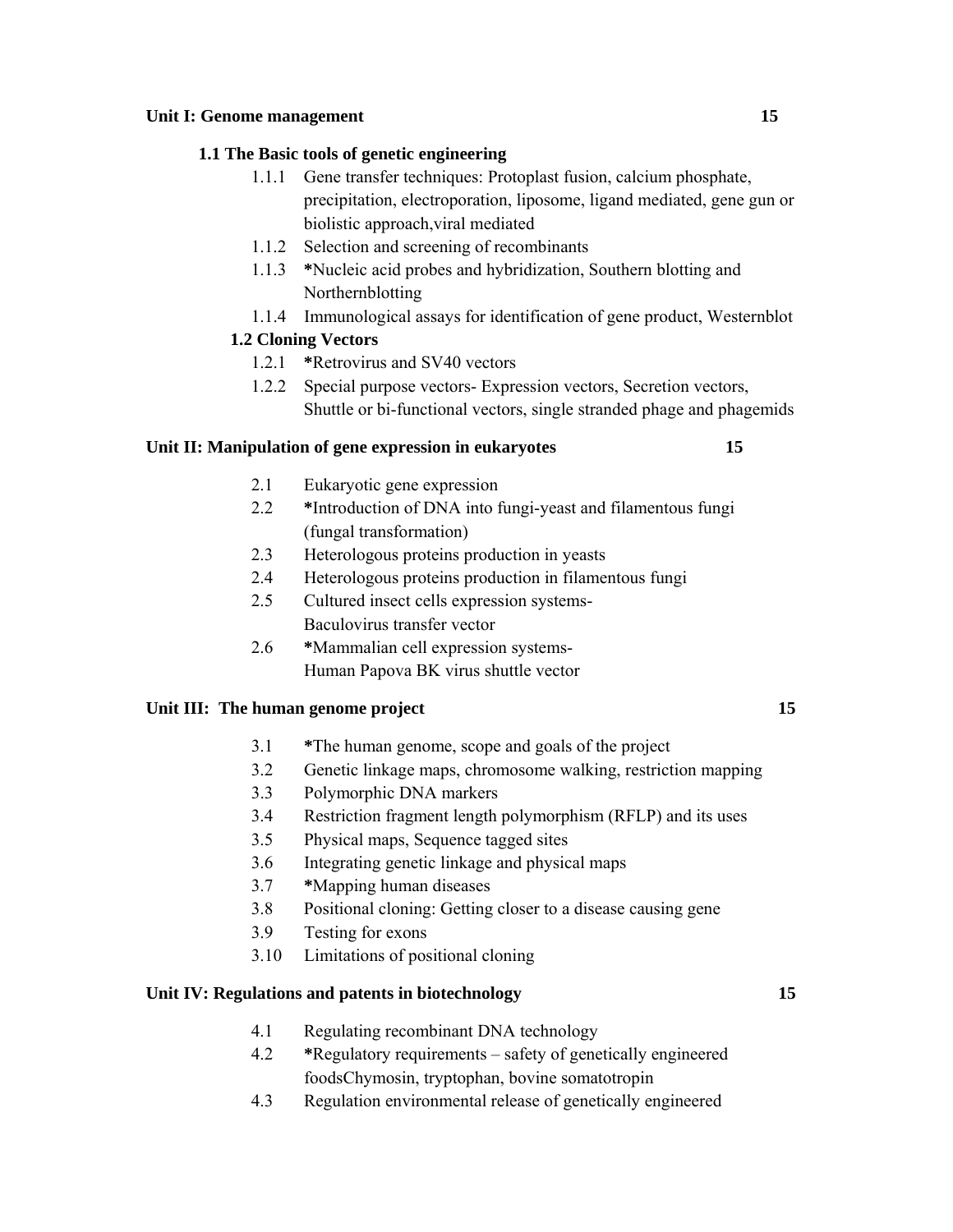**Unit I: Genome management** 15

**1.1 The Basic tools of genetic engineering**

- 1.1.1 Gene transfer techniques: Protoplast fusion, calcium phosphate, precipitation, electroporation, liposome, ligand mediated, gene gun or biolistic approach,viral mediated
- 1.1.2 Selection and screening of recombinants
- 1.1.3 **\***Nucleic acid probes and hybridization, Southern blotting and Northernblotting
- 1.1.4 Immunological assays for identification of gene product, Westernblot

**1.2 Cloning Vectors**

- 1.2.1 **\***Retrovirus and SV40 vectors
- 1.2.2 Special purpose vectors- Expression vectors, Secretion vectors, Shuttle or bi-functional vectors, single stranded phage and phagemids

**Unit II: Manipulation of gene expression in eukaryotes** 15

- 2.1 Eukaryotic gene expression
- 2.2 **\***Introduction of DNA into fungi-yeast and filamentous fungi (fungal transformation)
- 2.3 Heterologous proteins production in yeasts
- 2.4 Heterologous proteins production in filamentous fungi
- 2.5 Cultured insect cells expression systems- Baculovirus transfer vector
- 2.6 **\***Mammalian cell expression systems- Human Papova BK virus shuttle vector

**Unit III: The human genome project** 15

- 3.1 **\***The human genome, scope and goals of the project
- 3.2 Genetic linkage maps, chromosome walking, restriction mapping
- 3.3 Polymorphic DNA markers
- 3.4 Restriction fragment length polymorphism (RFLP) and its uses
- 3.5 Physical maps, Sequence tagged sites
- 3.6 Integrating genetic linkage and physical maps
- 3.7 **\***Mapping human diseases
- 3.8 Positional cloning: Getting closer to a disease causing gene
- 3.9 Testing for exons
- 3.10 Limitations of positional cloning

**Unit IV: Regulations and patents in biotechnology** 15

- 4.1 Regulating recombinant DNA technology
- 4.2 **\***Regulatory requirements – safety of genetically engineered foodsChymosin, tryptophan, bovine somatotropin
- 4.3 Regulation environmental release of genetically engineered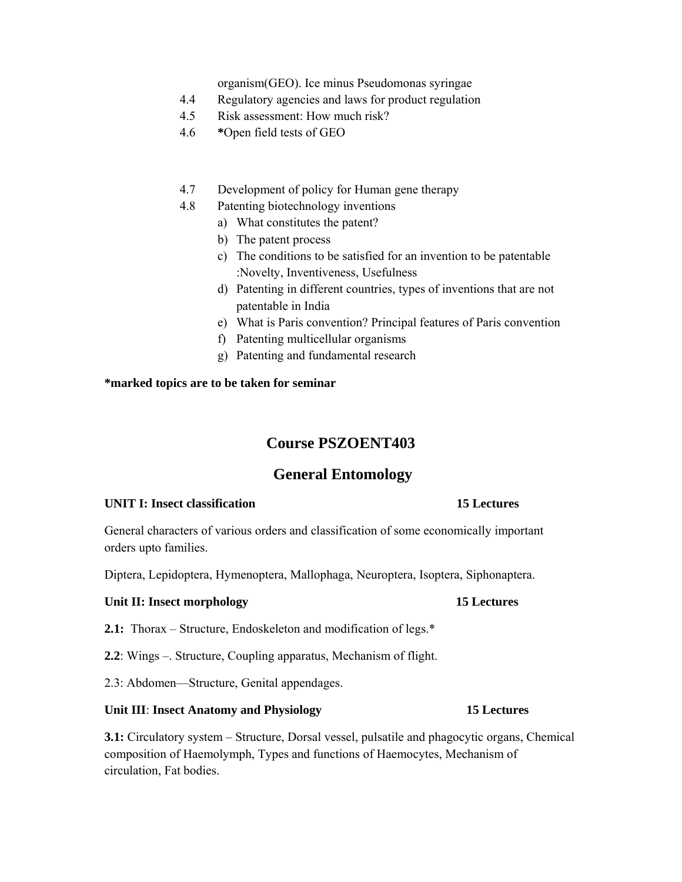organism(GEO). Ice minus Pseudomonas syringae

4.4 Regulatory agencies and laws for product regulation

4.5 Risk assessment: How much risk?

4.6 ***Open field tests of GEO**

4.7 Development of policy for Human gene therapy

4.8 Patenting biotechnology inventions

a) What constitutes the patent?
b) The patent process
c) The conditions to be satisfied for an invention to be patentable :Novelty, Inventiveness, Usefulness
d) Patenting in different countries, types of inventions that are not patentable in India
e) What is Paris convention? Principal features of Paris convention
f) Patenting multicellular organisms
g) Patenting and fundamental research

**\*marked topics are to be taken for seminar**

## Course PSZOENT403

## General Entomology

**UNIT I: Insect classification** **15 Lectures**

General characters of various orders and classification of some economically important orders upto families.

Diptera, Lepidoptera, Hymenoptera, Mallophaga, Neuroptera, Isoptera, Siphonaptera.

**Unit II: Insect morphology** **15 Lectures**

**2.1:** Thorax – Structure, Endoskeleton and modification of legs.*

**2.2**: Wings –. Structure, Coupling apparatus, Mechanism of flight.

2.3: Abdomen—Structure, Genital appendages.

**Unit III**: **Insect Anatomy and Physiology** **15 Lectures**

**3.1:** Circulatory system – Structure, Dorsal vessel, pulsatile and phagocytic organs, Chemical composition of Haemolymph, Types and functions of Haemocytes, Mechanism of circulation, Fat bodies.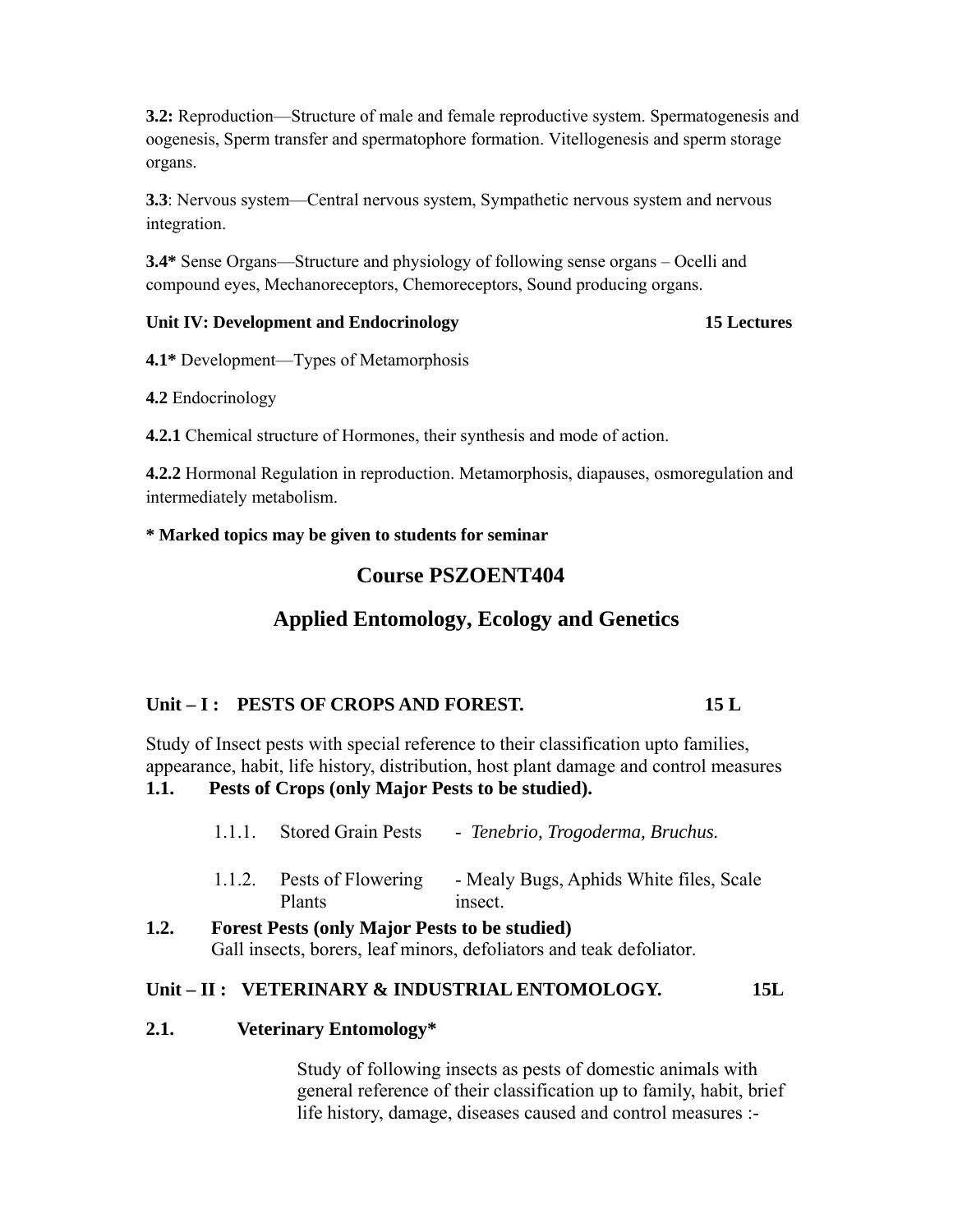**3.2:** Reproduction—Structure of male and female reproductive system. Spermatogenesis and oogenesis, Sperm transfer and spermatophore formation. Vitellogenesis and sperm storage organs.

**3.3**: Nervous system—Central nervous system, Sympathetic nervous system and nervous integration.

**3.4*** Sense Organs—Structure and physiology of following sense organs – Ocelli and compound eyes, Mechanoreceptors, Chemoreceptors, Sound producing organs.

**Unit IV: Development and Endocrinology 15 Lectures**

**4.1*** Development—Types of Metamorphosis

**4.2** Endocrinology

**4.2.1** Chemical structure of Hormones, their synthesis and mode of action.

**4.2.2** Hormonal Regulation in reproduction. Metamorphosis, diapauses, osmoregulation and intermediately metabolism.

**\* Marked topics may be given to students for seminar**

## Course PSZOENT404

## Applied Entomology, Ecology and Genetics

**Unit – I : PESTS OF CROPS AND FOREST. 15 L**

Study of Insect pests with special reference to their classification upto families, appearance, habit, life history, distribution, host plant damage and control measures

**1.1. Pests of Crops (only Major Pests to be studied).**

1.1.1. Stored Grain Pests - *Tenebrio, Trogoderma, Bruchus.*

1.1.2. Pests of Flowering Plants - Mealy Bugs, Aphids White files, Scale insect.

**1.2. Forest Pests (only Major Pests to be studied)**

Gall insects, borers, leaf minors, defoliators and teak defoliator.

**Unit – II : VETERINARY & INDUSTRIAL ENTOMOLOGY. 15L**

**2.1. Veterinary Entomology***

Study of following insects as pests of domestic animals with general reference of their classification up to family, habit, brief life history, damage, diseases caused and control measures :-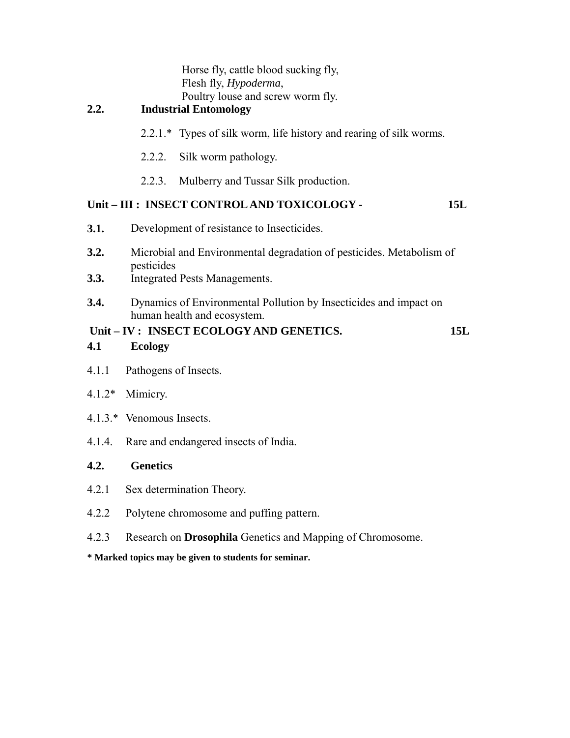Horse fly, cattle blood sucking fly,
Flesh fly, *Hypoderma*,
Poultry louse and screw worm fly.

**2.2. Industrial Entomology**

2.2.1.* Types of silk worm, life history and rearing of silk worms.

2.2.2. Silk worm pathology.

2.2.3. Mulberry and Tussar Silk production.

**Unit – III : INSECT CONTROL AND TOXICOLOGY - 15L**

**3.1.** Development of resistance to Insecticides.

**3.2.** Microbial and Environmental degradation of pesticides. Metabolism of pesticides

**3.3.** Integrated Pests Managements.

**3.4.** Dynamics of Environmental Pollution by Insecticides and impact on human health and ecosystem.

**Unit – IV : INSECT ECOLOGY AND GENETICS. 15L**

**4.1 Ecology**

4.1.1 Pathogens of Insects.

4.1.2* Mimicry.

4.1.3.* Venomous Insects.

4.1.4. Rare and endangered insects of India.

**4.2. Genetics**

4.2.1 Sex determination Theory.

4.2.2 Polytene chromosome and puffing pattern.

4.2.3 Research on **Drosophila** Genetics and Mapping of Chromosome.

**\* Marked topics may be given to students for seminar.**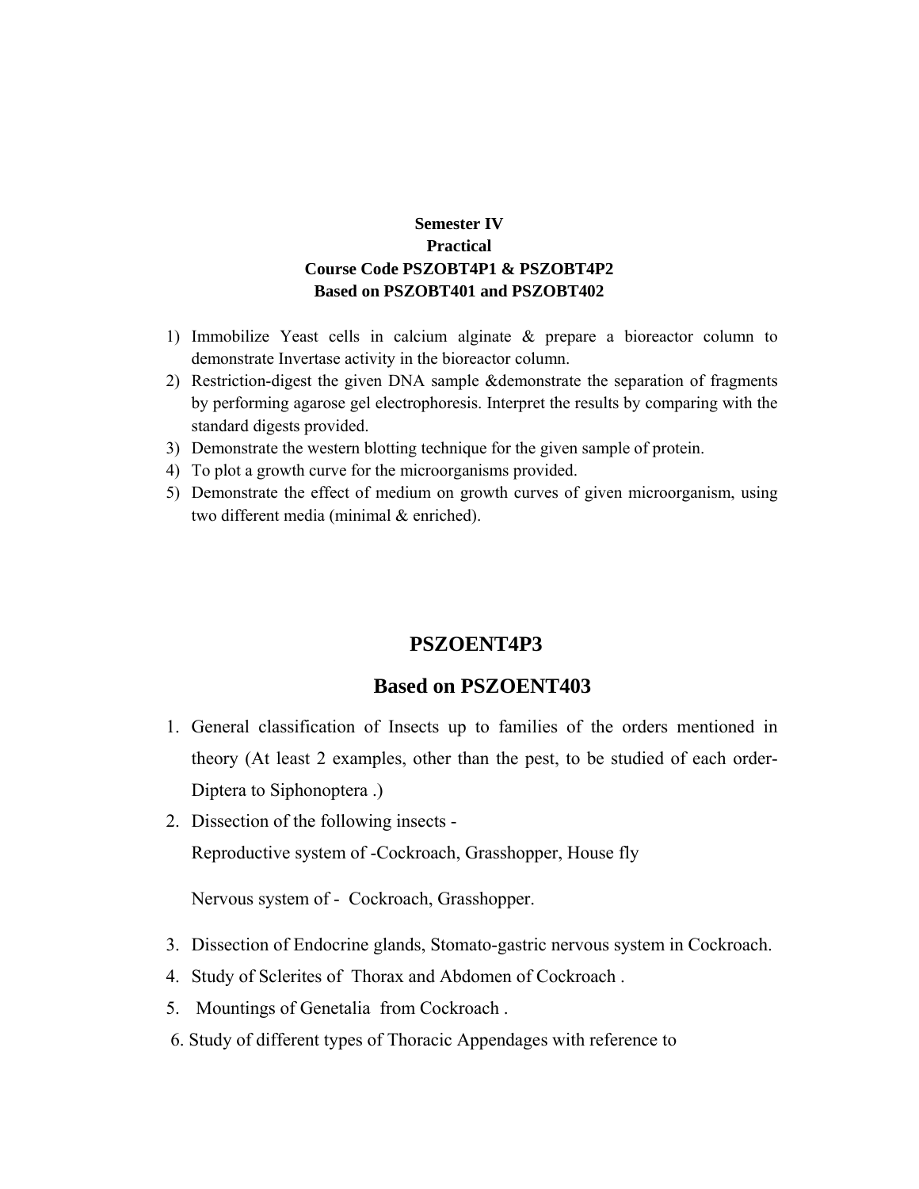**Semester IV**
**Practical**
**Course Code PSZOBT4P1 & PSZOBT4P2**
**Based on PSZOBT401 and PSZOBT402**

1) Immobilize Yeast cells in calcium alginate & prepare a bioreactor column to demonstrate Invertase activity in the bioreactor column.
2) Restriction-digest the given DNA sample &demonstrate the separation of fragments by performing agarose gel electrophoresis. Interpret the results by comparing with the standard digests provided.
3) Demonstrate the western blotting technique for the given sample of protein.
4) To plot a growth curve for the microorganisms provided.
5) Demonstrate the effect of medium on growth curves of given microorganism, using two different media (minimal & enriched).

## PSZOENT4P3

## Based on PSZOENT403

1. General classification of Insects up to families of the orders mentioned in theory (At least 2 examples, other than the pest, to be studied of each order-Diptera to Siphonoptera .)
2. Dissection of the following insects -

   Reproductive system of -Cockroach, Grasshopper, House fly

   Nervous system of - Cockroach, Grasshopper.
3. Dissection of Endocrine glands, Stomato-gastric nervous system in Cockroach.
4. Study of Sclerites of Thorax and Abdomen of Cockroach .
5. Mountings of Genetalia from Cockroach .
6. Study of different types of Thoracic Appendages with reference to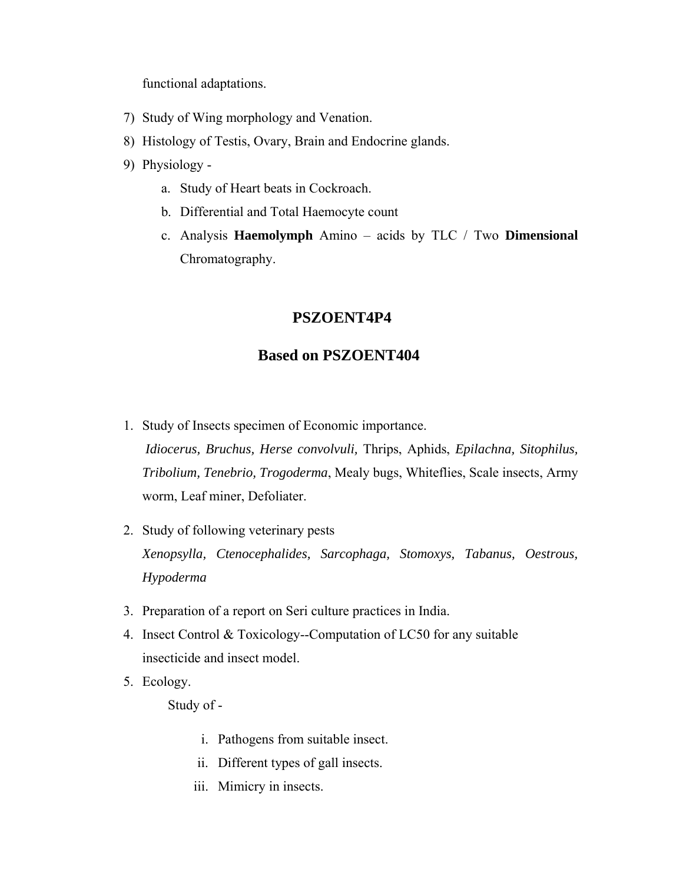functional adaptations.

7) Study of Wing morphology and Venation.
8) Histology of Testis, Ovary, Brain and Endocrine glands.
9) Physiology -
   a. Study of Heart beats in Cockroach.
   b. Differential and Total Haemocyte count
   c. Analysis **Haemolymph** Amino – acids by TLC / Two **Dimensional** Chromatography.

## PSZOENT4P4

## Based on PSZOENT404

1. Study of Insects specimen of Economic importance.
   *Idiocerus, Bruchus, Herse convolvuli,* Thrips, Aphids, *Epilachna, Sitophilus, Tribolium, Tenebrio, Trogoderma*, Mealy bugs, Whiteflies, Scale insects, Army worm, Leaf miner, Defoliater.
2. Study of following veterinary pests
   *Xenopsylla, Ctenocephalides, Sarcophaga, Stomoxys, Tabanus, Oestrous, Hypoderma*
3. Preparation of a report on Seri culture practices in India.
4. Insect Control & Toxicology--Computation of LC50 for any suitable insecticide and insect model.
5. Ecology.

   Study of -

   i. Pathogens from suitable insect.
   ii. Different types of gall insects.
   iii. Mimicry in insects.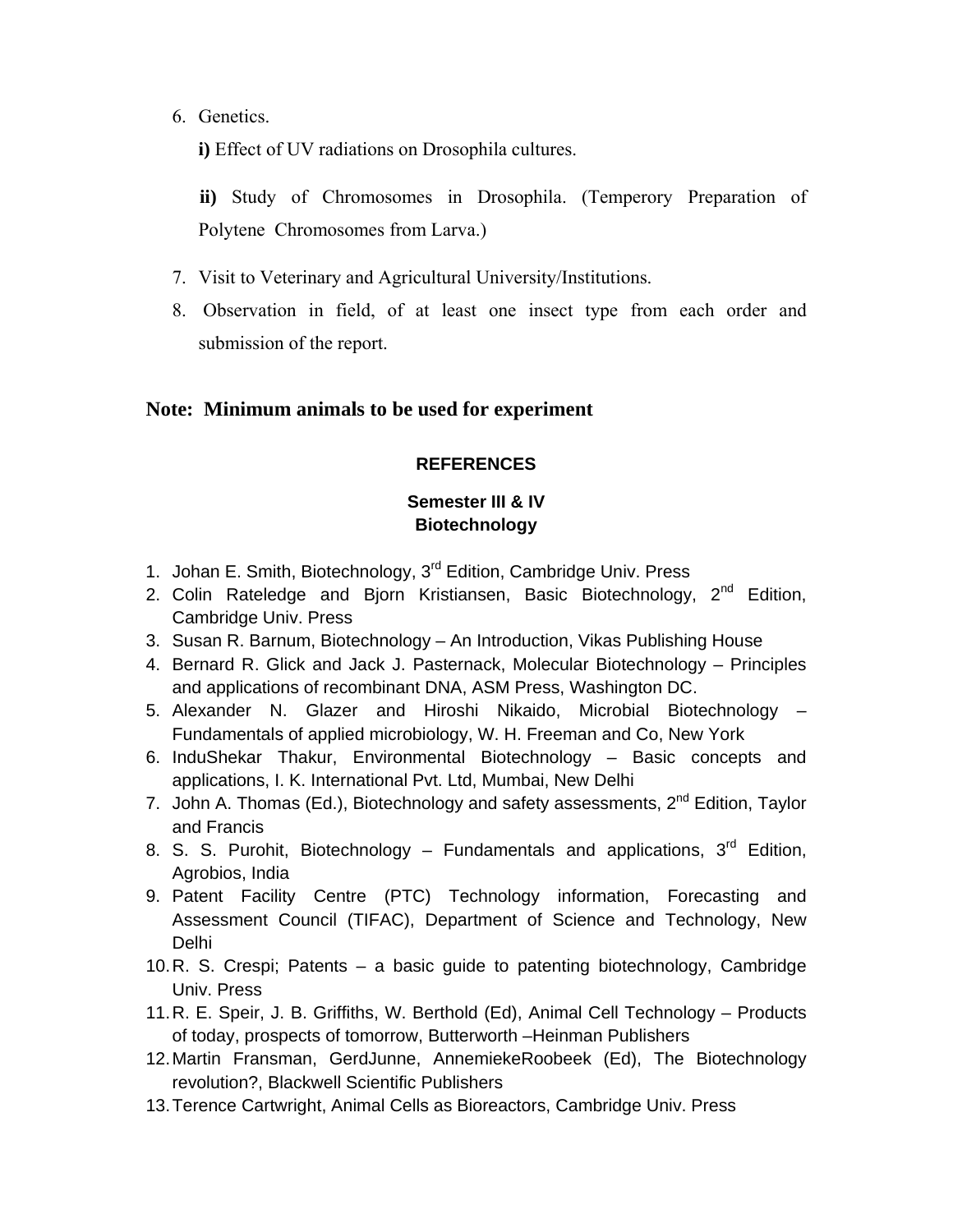6. Genetics.

   **i)** Effect of UV radiations on Drosophila cultures.

   **ii)** Study of Chromosomes in Drosophila. (Temperory Preparation of Polytene Chromosomes from Larva.)

7. Visit to Veterinary and Agricultural University/Institutions.
8. Observation in field, of at least one insect type from each order and submission of the report.

**Note: Minimum animals to be used for experiment**

## REFERENCES

### Semester III & IV
### Biotechnology

1. Johan E. Smith, Biotechnology, 3rd Edition, Cambridge Univ. Press
2. Colin Rateledge and Bjorn Kristiansen, Basic Biotechnology, 2nd Edition, Cambridge Univ. Press
3. Susan R. Barnum, Biotechnology – An Introduction, Vikas Publishing House
4. Bernard R. Glick and Jack J. Pasternack, Molecular Biotechnology – Principles and applications of recombinant DNA, ASM Press, Washington DC.
5. Alexander N. Glazer and Hiroshi Nikaido, Microbial Biotechnology – Fundamentals of applied microbiology, W. H. Freeman and Co, New York
6. InduShekar Thakur, Environmental Biotechnology – Basic concepts and applications, I. K. International Pvt. Ltd, Mumbai, New Delhi
7. John A. Thomas (Ed.), Biotechnology and safety assessments, 2nd Edition, Taylor and Francis
8. S. S. Purohit, Biotechnology – Fundamentals and applications, 3rd Edition, Agrobios, India
9. Patent Facility Centre (PTC) Technology information, Forecasting and Assessment Council (TIFAC), Department of Science and Technology, New Delhi
10. R. S. Crespi; Patents – a basic guide to patenting biotechnology, Cambridge Univ. Press
11. R. E. Speir, J. B. Griffiths, W. Berthold (Ed), Animal Cell Technology – Products of today, prospects of tomorrow, Butterworth –Heinman Publishers
12. Martin Fransman, GerdJunne, AnnemiekeRoobeek (Ed), The Biotechnology revolution?, Blackwell Scientific Publishers
13. Terence Cartwright, Animal Cells as Bioreactors, Cambridge Univ. Press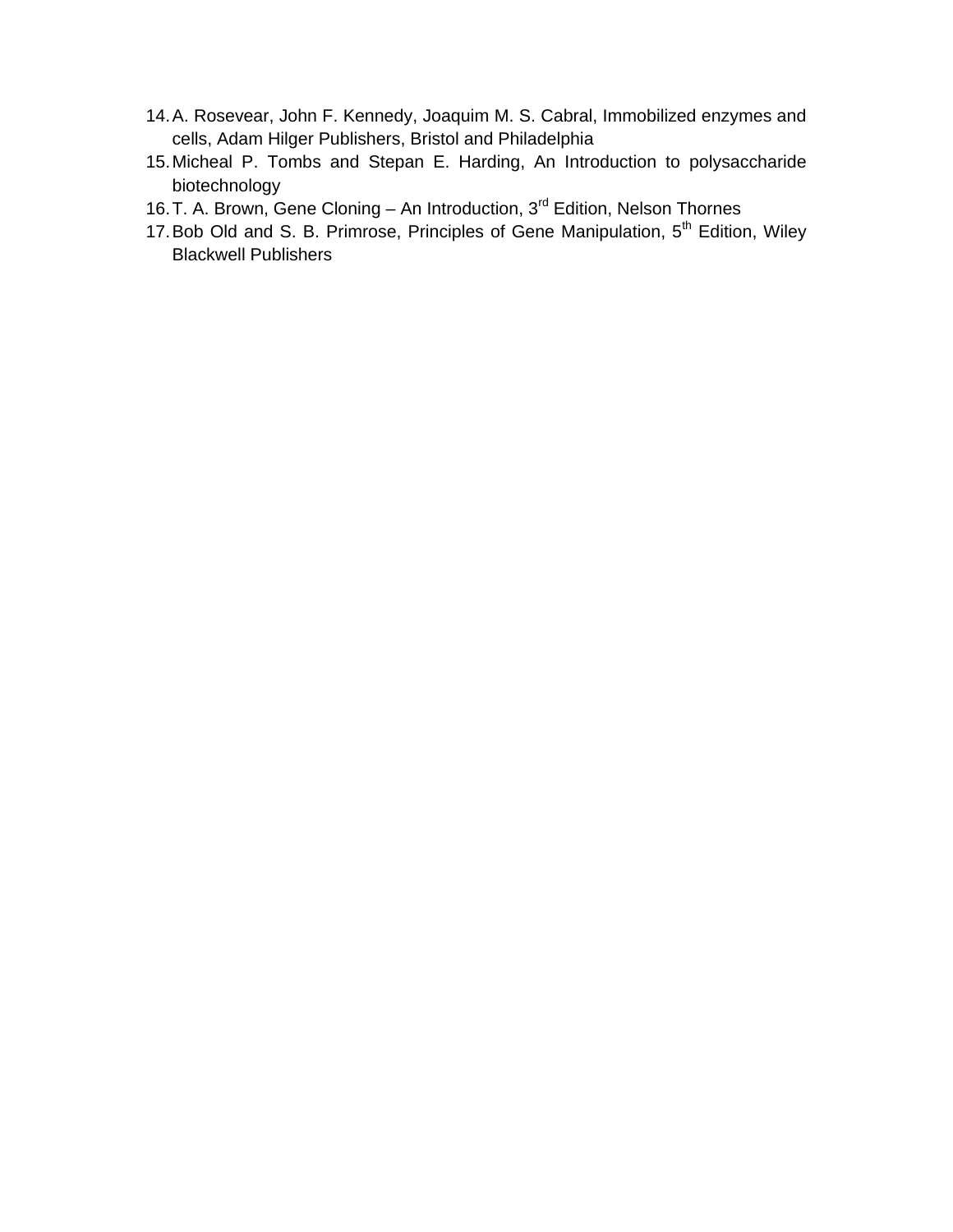14. A. Rosevear, John F. Kennedy, Joaquim M. S. Cabral, Immobilized enzymes and cells, Adam Hilger Publishers, Bristol and Philadelphia
15. Micheal P. Tombs and Stepan E. Harding, An Introduction to polysaccharide biotechnology
16. T. A. Brown, Gene Cloning – An Introduction, 3rd Edition, Nelson Thornes
17. Bob Old and S. B. Primrose, Principles of Gene Manipulation, 5th Edition, Wiley Blackwell Publishers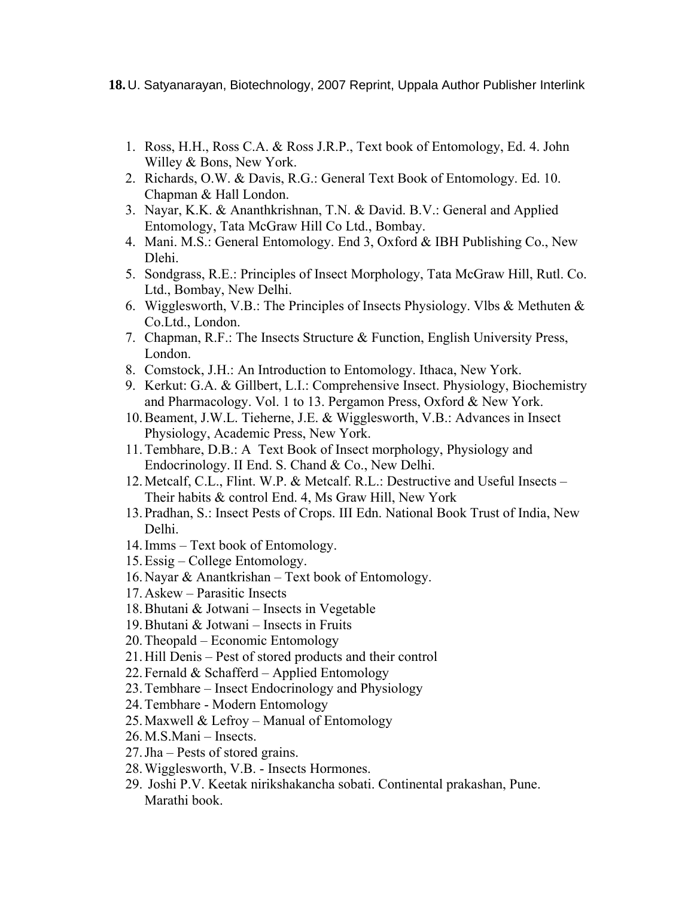**18.** U. Satyanarayan, Biotechnology, 2007 Reprint, Uppala Author Publisher Interlink

1. Ross, H.H., Ross C.A. & Ross J.R.P., Text book of Entomology, Ed. 4. John Willey & Bons, New York.
2. Richards, O.W. & Davis, R.G.: General Text Book of Entomology. Ed. 10. Chapman & Hall London.
3. Nayar, K.K. & Ananthkrishnan, T.N. & David. B.V.: General and Applied Entomology, Tata McGraw Hill Co Ltd., Bombay.
4. Mani. M.S.: General Entomology. End 3, Oxford & IBH Publishing Co., New Dlehi.
5. Songrass, R.E.: Principles of Insect Morphology, Tata McGraw Hill, Rutl. Co. Ltd., Bombay, New Delhi.
6. Wigglesworth, V.B.: The Principles of Insects Physiology. Vlbs & Methuten & Co.Ltd., London.
7. Chapman, R.F.: The Insects Structure & Function, English University Press, London.
8. Comstock, J.H.: An Introduction to Entomology. Ithaca, New York.
9. Kerkut: G.A. & Gillbert, L.I.: Comprehensive Insect. Physiology, Biochemistry and Pharmacology. Vol. 1 to 13. Pergamon Press, Oxford & New York.
10. Beament, J.W.L. Tieherne, J.E. & Wigglesworth, V.B.: Advances in Insect Physiology, Academic Press, New York.
11. Tembhare, D.B.: A Text Book of Insect morphology, Physiology and Endocrinology. II End. S. Chand & Co., New Delhi.
12. Metcalf, C.L., Flint. W.P. & Metcalf. R.L.: Destructive and Useful Insects – Their habits & control End. 4, Ms Graw Hill, New York
13. Pradhan, S.: Insect Pests of Crops. III Edn. National Book Trust of India, New Delhi.
14. Imms – Text book of Entomology.
15. Essig – College Entomology.
16. Nayar & Anantkrishan – Text book of Entomology.
17. Askew – Parasitic Insects
18. Bhutani & Jotwani – Insects in Vegetable
19. Bhutani & Jotwani – Insects in Fruits
20. Theopald – Economic Entomology
21. Hill Denis – Pest of stored products and their control
22. Fernald & Schafferd – Applied Entomology
23. Tembhare – Insect Endocrinology and Physiology
24. Tembhare - Modern Entomology
25. Maxwell & Lefroy – Manual of Entomology
26. M.S.Mani – Insects.
27. Jha – Pests of stored grains.
28. Wigglesworth, V.B. - Insects Hormones.
29. Joshi P.V. Keetak nirikshakancha sobati. Continental prakashan, Pune. Marathi book.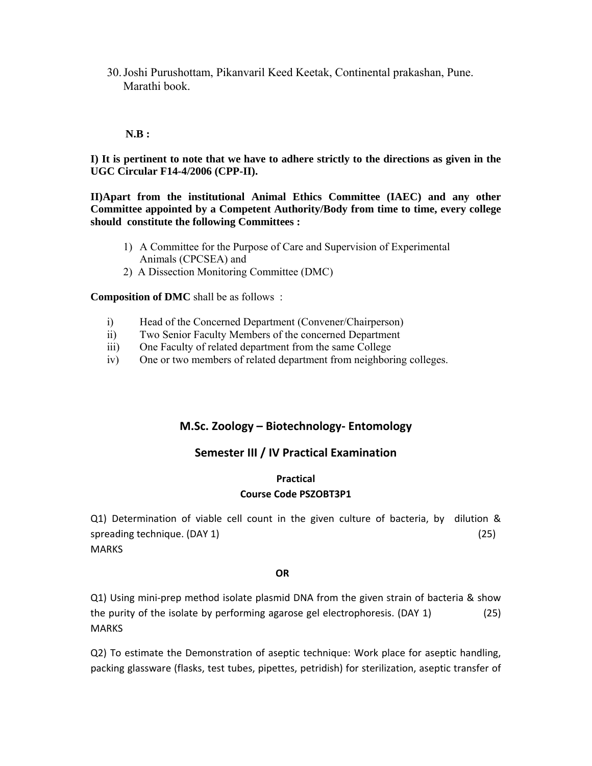30. Joshi Purushottam, Pikanvaril Keed Keetak, Continental prakashan, Pune. Marathi book.

**N.B :**

**I) It is pertinent to note that we have to adhere strictly to the directions as given in the UGC Circular F14-4/2006 (CPP-II).**

**II)Apart from the institutional Animal Ethics Committee (IAEC) and any other Committee appointed by a Competent Authority/Body from time to time, every college should constitute the following Committees :**

1) A Committee for the Purpose of Care and Supervision of Experimental Animals (CPCSEA) and
2) A Dissection Monitoring Committee (DMC)

**Composition of DMC** shall be as follows :

i) Head of the Concerned Department (Convener/Chairperson)
ii) Two Senior Faculty Members of the concerned Department
iii) One Faculty of related department from the same College
iv) One or two members of related department from neighboring colleges.

## M.Sc. Zoology – Biotechnology- Entomology

## Semester III / IV Practical Examination

**Practical**

**Course Code PSZOBT3P1**

Q1) Determination of viable cell count in the given culture of bacteria, by dilution & spreading technique. (DAY 1) (25) MARKS

**OR**

Q1) Using mini-prep method isolate plasmid DNA from the given strain of bacteria & show the purity of the isolate by performing agarose gel electrophoresis. (DAY 1) (25) MARKS

Q2) To estimate the Demonstration of aseptic technique: Work place for aseptic handling, packing glassware (flasks, test tubes, pipettes, petridish) for sterilization, aseptic transfer of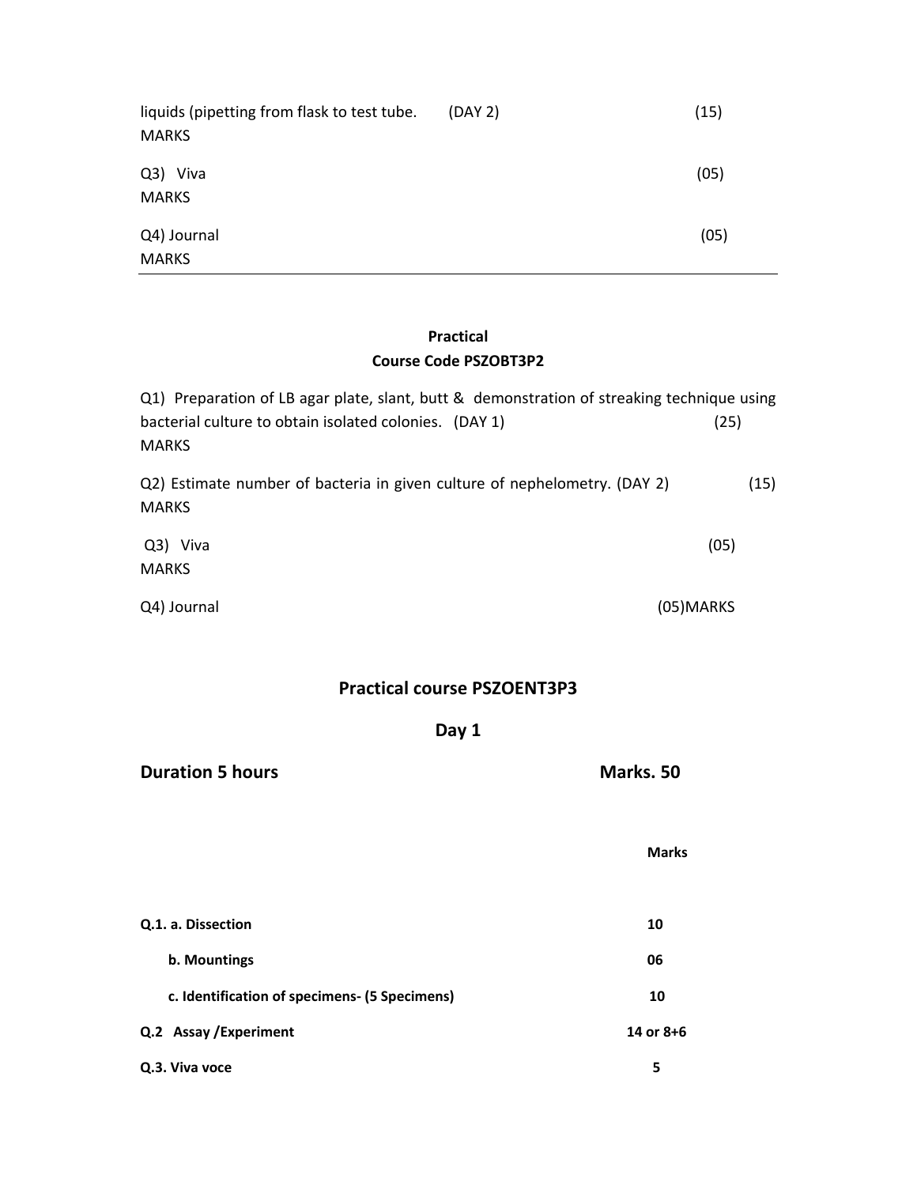liquids (pipetting from flask to test tube. (DAY 2) (15) MARKS

Q3) Viva (05) MARKS

Q4) Journal (05) MARKS

---

**Practical**

**Course Code PSZOBT3P2**

Q1) Preparation of LB agar plate, slant, butt & demonstration of streaking technique using bacterial culture to obtain isolated colonies. (DAY 1) (25) MARKS

Q2) Estimate number of bacteria in given culture of nephelometry. (DAY 2) (15) MARKS

Q3) Viva (05) MARKS

Q4) Journal (05)MARKS

## Practical course PSZOENT3P3

### Day 1

**Duration 5 hours** **Marks. 50**

| | **Marks** |
|---|---|
| **Q.1. a. Dissection** | **10** |
| **b. Mountings** | **06** |
| **c. Identification of specimens- (5 Specimens)** | **10** |
| **Q.2 Assay /Experiment** | **14 or 8+6** |
| **Q.3. Viva voce** | **5** |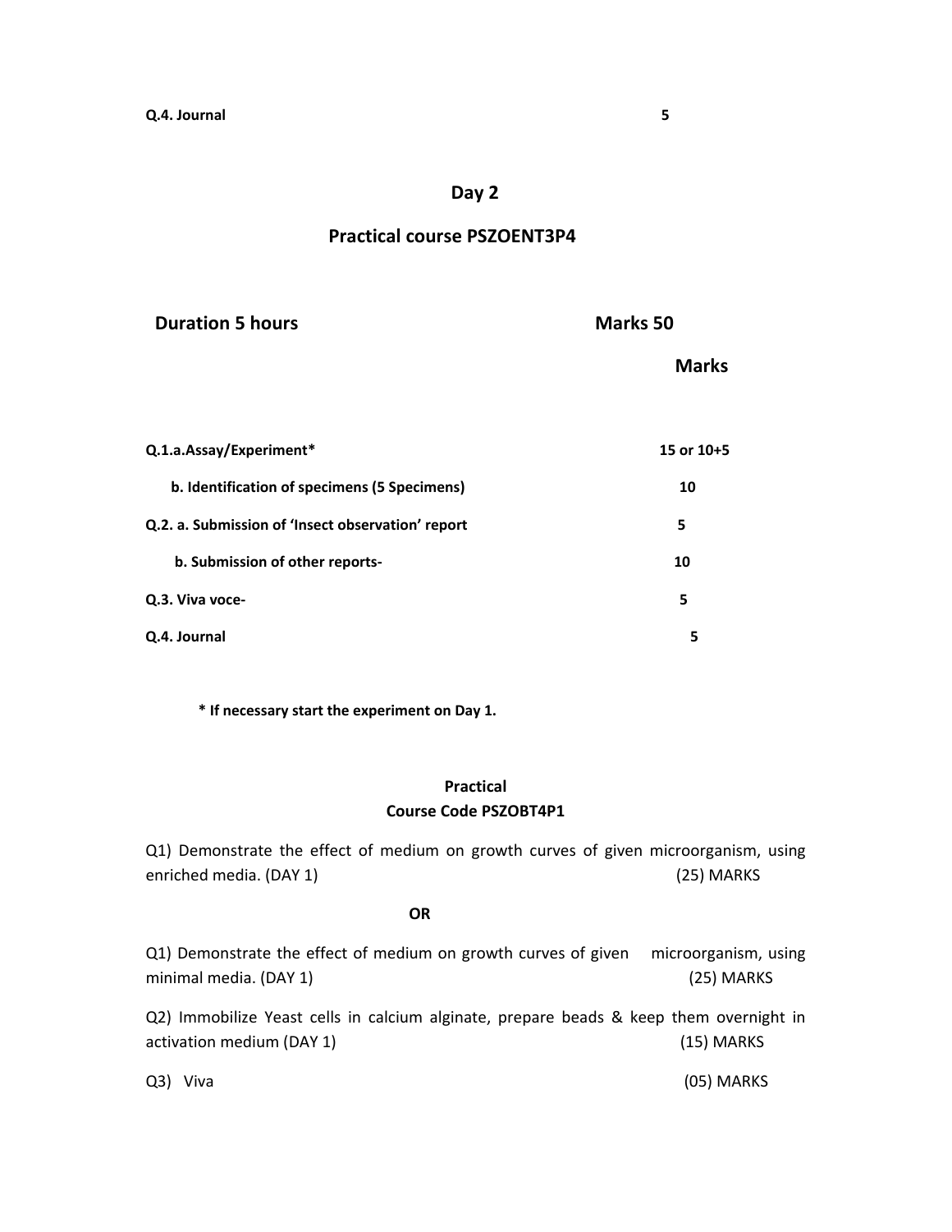**Q.4. Journal** **5**

## Day 2

## Practical course PSZOENT3P4

**Duration 5 hours** **Marks 50**

| | **Marks** |
|---|---|
| **Q.1.a.Assay/Experiment*** | **15 or 10+5** |
| **b. Identification of specimens (5 Specimens)** | **10** |
| **Q.2. a. Submission of 'Insect observation' report** | **5** |
| **b. Submission of other reports-** | **10** |
| **Q.3. Viva voce-** | **5** |
| **Q.4. Journal** | **5** |

**\* If necessary start the experiment on Day 1.**

### Practical
### Course Code PSZOBT4P1

Q1) Demonstrate the effect of medium on growth curves of given microorganism, using enriched media. (DAY 1) (25) MARKS

**OR**

Q1) Demonstrate the effect of medium on growth curves of given microorganism, using minimal media. (DAY 1) (25) MARKS

Q2) Immobilize Yeast cells in calcium alginate, prepare beads & keep them overnight in activation medium (DAY 1) (15) MARKS

Q3) Viva (05) MARKS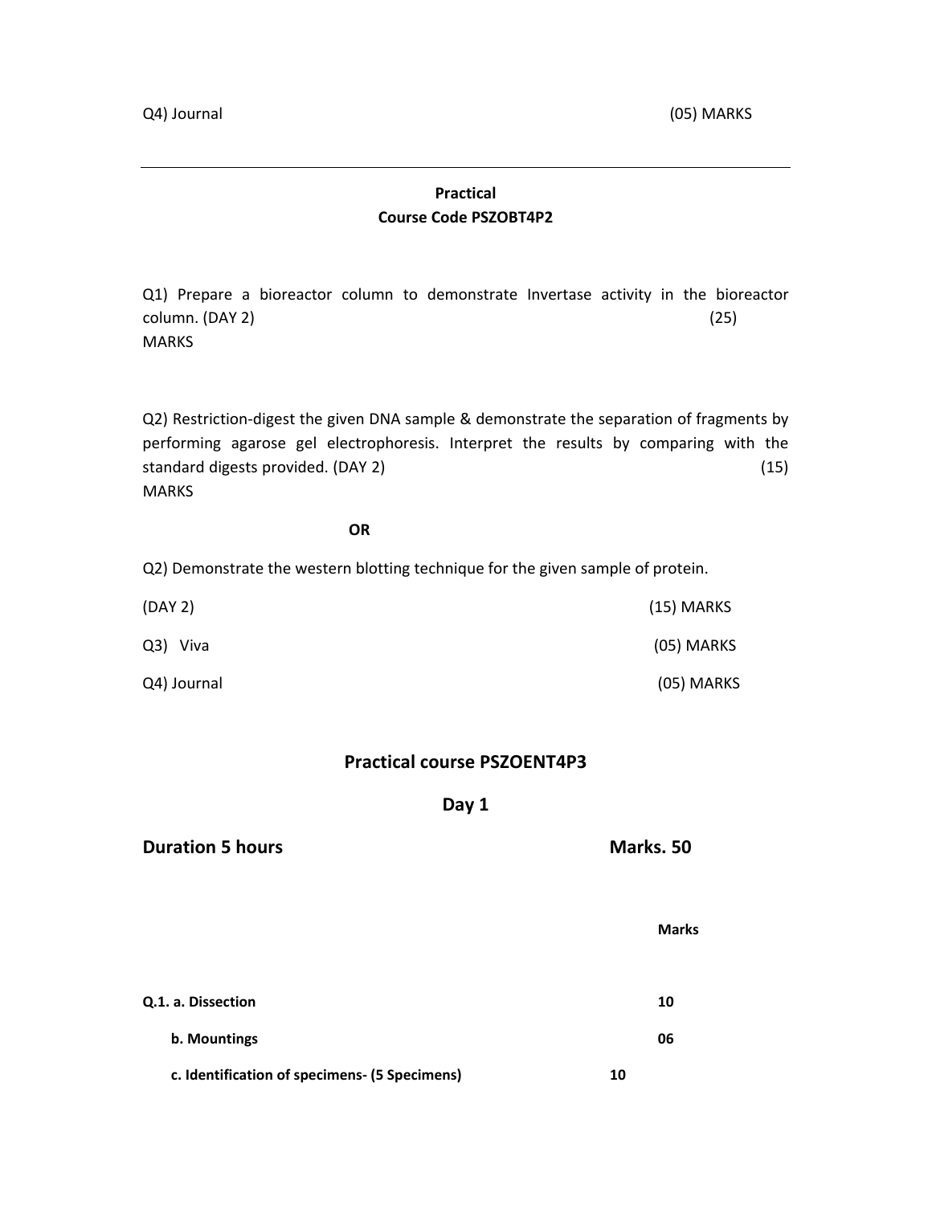Q4) Journal (05) MARKS

---

**Practical**
**Course Code PSZOBT4P2**

Q1) Prepare a bioreactor column to demonstrate Invertase activity in the bioreactor column. (DAY 2) (25) MARKS

Q2) Restriction-digest the given DNA sample & demonstrate the separation of fragments by performing agarose gel electrophoresis. Interpret the results by comparing with the standard digests provided. (DAY 2) (15) MARKS

**OR**

Q2) Demonstrate the western blotting technique for the given sample of protein.

(DAY 2) (15) MARKS

Q3) Viva (05) MARKS

Q4) Journal (05) MARKS

## Practical course PSZOENT4P3

## Day 1

**Duration 5 hours** **Marks. 50**

| | Marks |
|---|---|
| **Q.1. a. Dissection** | **10** |
| **b. Mountings** | **06** |
| **c. Identification of specimens- (5 Specimens)** | **10** |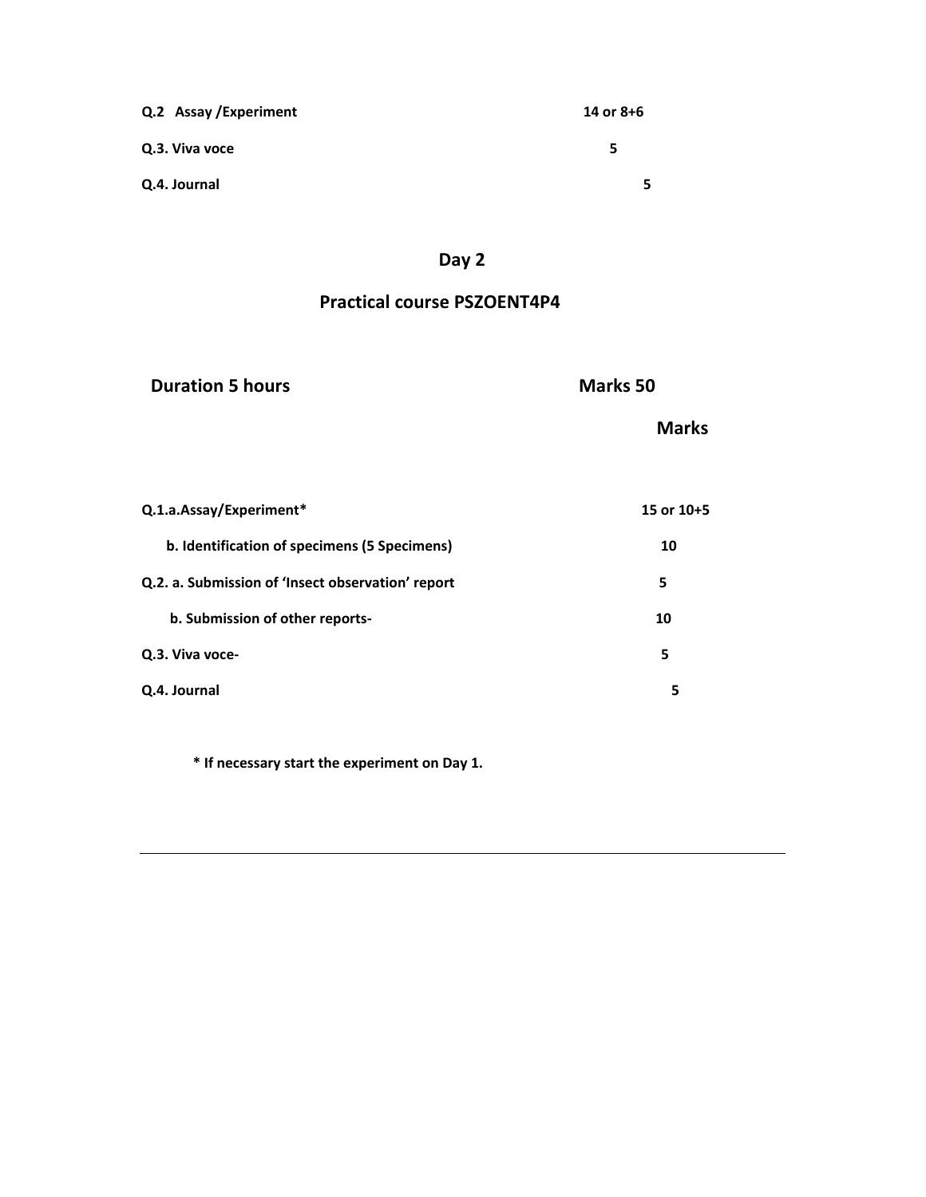| | |
|---|---|
| **Q.2 Assay /Experiment** | **14 or 8+6** |
| **Q.3. Viva voce** | **5** |
| **Q.4. Journal** | **5** |

## Day 2

## Practical course PSZOENT4P4

**Duration 5 hours** **Marks 50**

| | **Marks** |
|---|---|
| **Q.1.a.Assay/Experiment*** | **15 or 10+5** |
| **b. Identification of specimens (5 Specimens)** | **10** |
| **Q.2. a. Submission of 'Insect observation' report** | **5** |
| **b. Submission of other reports-** | **10** |
| **Q.3. Viva voce-** | **5** |
| **Q.4. Journal** | **5** |

**\* If necessary start the experiment on Day 1.**

---